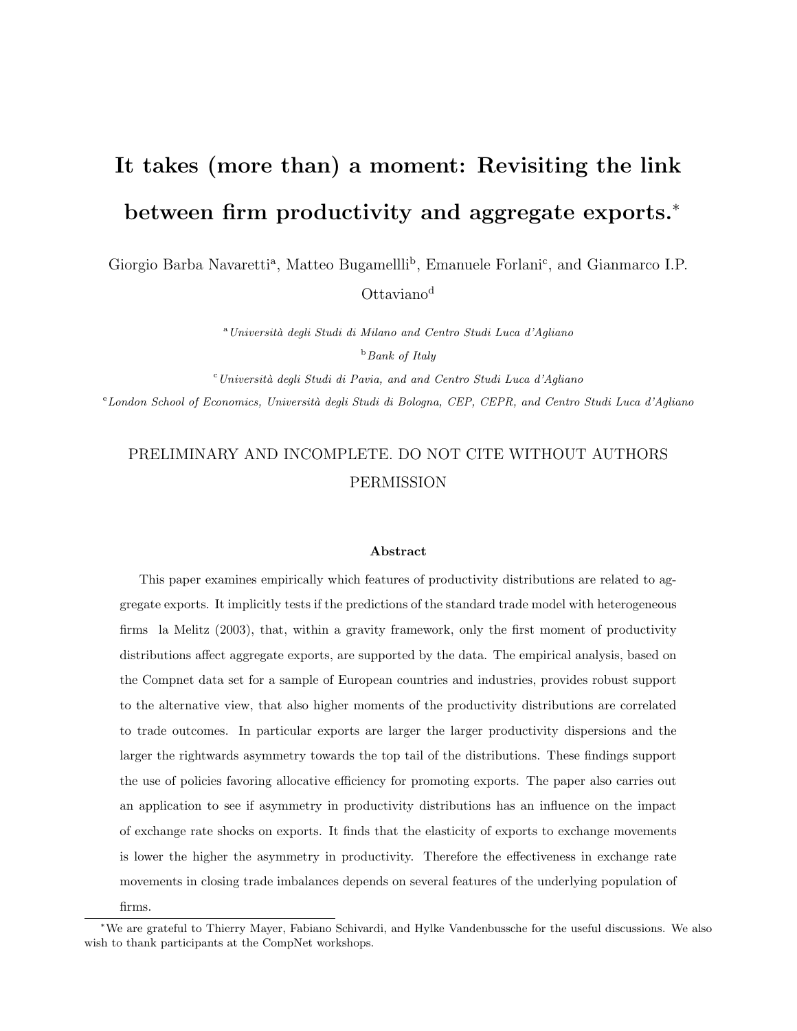# It takes (more than) a moment: Revisiting the link between firm productivity and aggregate exports.*

Giorgio Barba Navaretti[a], Matteo Bugamellli[b], Emanuele Forlani[c], and Gianmarco I.P. Ottaviano[d]

[a] *Università degli Studi di Milano and Centro Studi Luca d'Agliano*

[b] *Bank of Italy*

[c] *Università degli Studi di Pavia, and and Centro Studi Luca d'Agliano*

[e] *London School of Economics, Università degli Studi di Bologna, CEP, CEPR, and Centro Studi Luca d'Agliano*

PRELIMINARY AND INCOMPLETE. DO NOT CITE WITHOUT AUTHORS PERMISSION

### Abstract

This paper examines empirically which features of productivity distributions are related to aggregate exports. It implicitly tests if the predictions of the standard trade model with heterogeneous firms la Melitz (2003), that, within a gravity framework, only the first moment of productivity distributions affect aggregate exports, are supported by the data. The empirical analysis, based on the Compnet data set for a sample of European countries and industries, provides robust support to the alternative view, that also higher moments of the productivity distributions are correlated to trade outcomes. In particular exports are larger the larger productivity dispersions and the larger the rightwards asymmetry towards the top tail of the distributions. These findings support the use of policies favoring allocative efficiency for promoting exports. The paper also carries out an application to see if asymmetry in productivity distributions has an influence on the impact of exchange rate shocks on exports. It finds that the elasticity of exports to exchange movements is lower the higher the asymmetry in productivity. Therefore the effectiveness in exchange rate movements in closing trade imbalances depends on several features of the underlying population of firms.

---

*We are grateful to Thierry Mayer, Fabiano Schivardi, and Hylke Vandenbussche for the useful discussions. We also wish to thank participants at the CompNet workshops.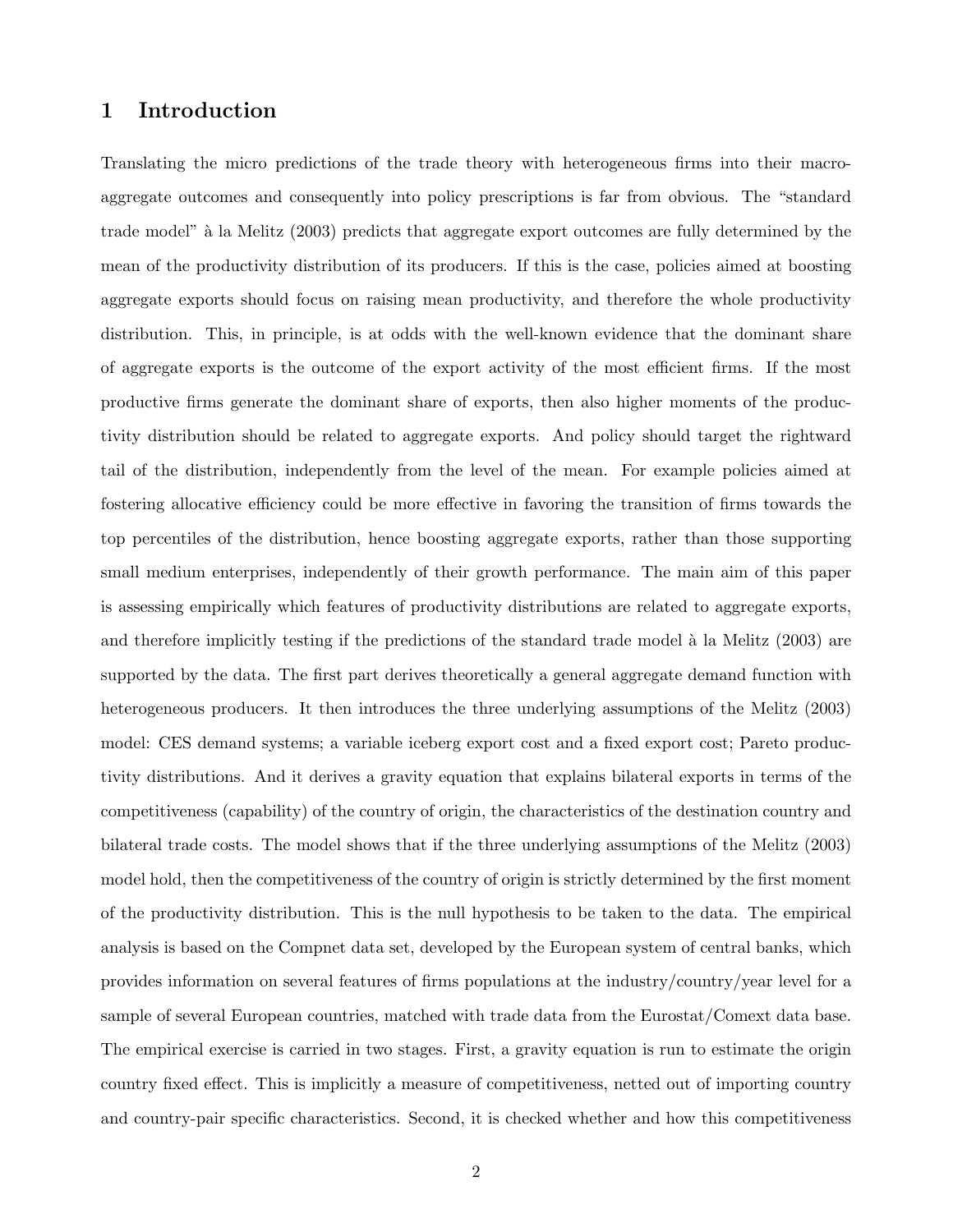# 1 Introduction

Translating the micro predictions of the trade theory with heterogeneous firms into their macro-aggregate outcomes and consequently into policy prescriptions is far from obvious. The "standard trade model" à la Melitz (2003) predicts that aggregate export outcomes are fully determined by the mean of the productivity distribution of its producers. If this is the case, policies aimed at boosting aggregate exports should focus on raising mean productivity, and therefore the whole productivity distribution. This, in principle, is at odds with the well-known evidence that the dominant share of aggregate exports is the outcome of the export activity of the most efficient firms. If the most productive firms generate the dominant share of exports, then also higher moments of the productivity distribution should be related to aggregate exports. And policy should target the rightward tail of the distribution, independently from the level of the mean. For example policies aimed at fostering allocative efficiency could be more effective in favoring the transition of firms towards the top percentiles of the distribution, hence boosting aggregate exports, rather than those supporting small medium enterprises, independently of their growth performance. The main aim of this paper is assessing empirically which features of productivity distributions are related to aggregate exports, and therefore implicitly testing if the predictions of the standard trade model à la Melitz (2003) are supported by the data. The first part derives theoretically a general aggregate demand function with heterogeneous producers. It then introduces the three underlying assumptions of the Melitz (2003) model: CES demand systems; a variable iceberg export cost and a fixed export cost; Pareto productivity distributions. And it derives a gravity equation that explains bilateral exports in terms of the competitiveness (capability) of the country of origin, the characteristics of the destination country and bilateral trade costs. The model shows that if the three underlying assumptions of the Melitz (2003) model hold, then the competitiveness of the country of origin is strictly determined by the first moment of the productivity distribution. This is the null hypothesis to be taken to the data. The empirical analysis is based on the Compnet data set, developed by the European system of central banks, which provides information on several features of firms populations at the industry/country/year level for a sample of several European countries, matched with trade data from the Eurostat/Comext data base. The empirical exercise is carried in two stages. First, a gravity equation is run to estimate the origin country fixed effect. This is implicitly a measure of competitiveness, netted out of importing country and country-pair specific characteristics. Second, it is checked whether and how this competitiveness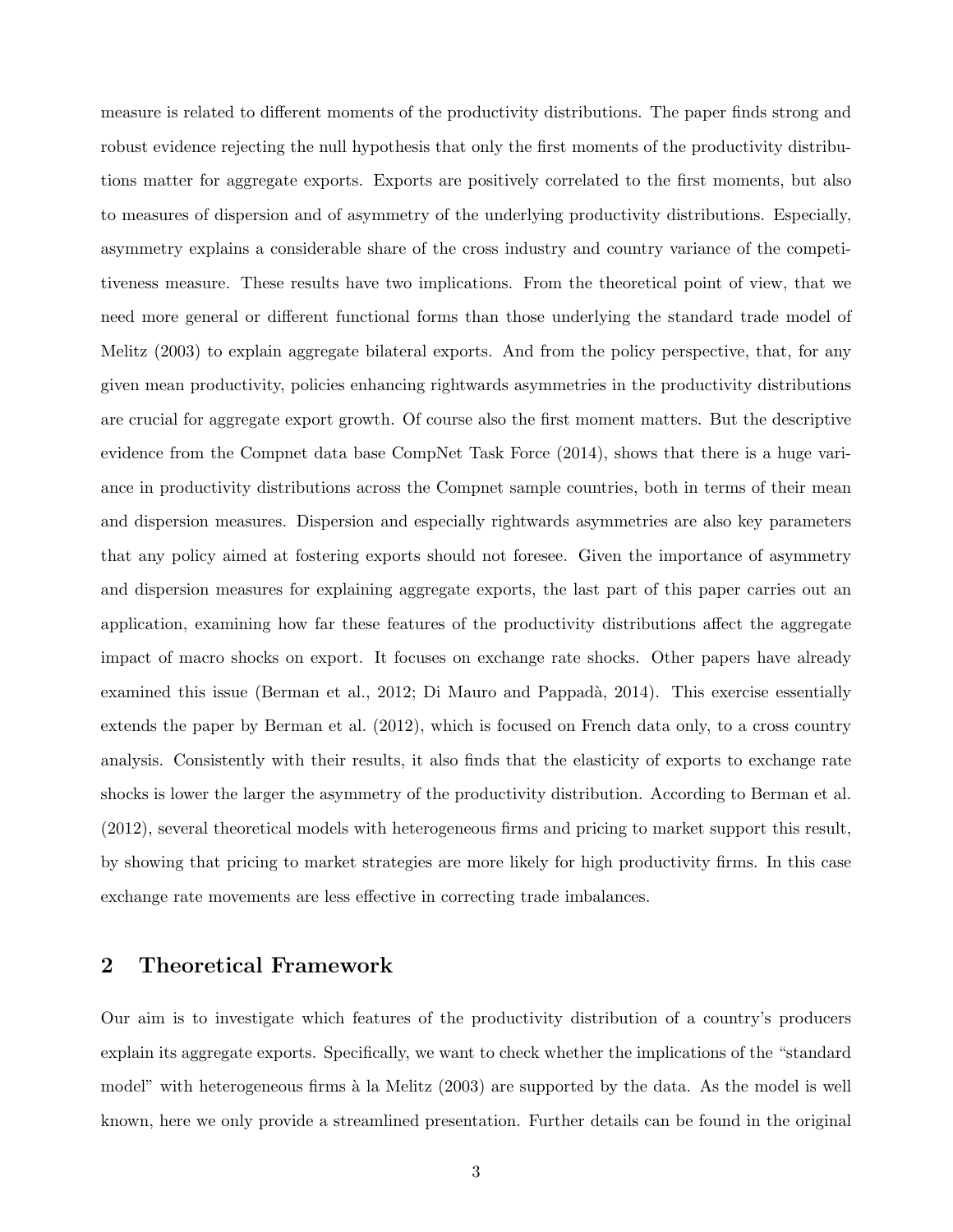measure is related to different moments of the productivity distributions. The paper finds strong and robust evidence rejecting the null hypothesis that only the first moments of the productivity distributions matter for aggregate exports. Exports are positively correlated to the first moments, but also to measures of dispersion and of asymmetry of the underlying productivity distributions. Especially, asymmetry explains a considerable share of the cross industry and country variance of the competitiveness measure. These results have two implications. From the theoretical point of view, that we need more general or different functional forms than those underlying the standard trade model of Melitz (2003) to explain aggregate bilateral exports. And from the policy perspective, that, for any given mean productivity, policies enhancing rightwards asymmetries in the productivity distributions are crucial for aggregate export growth. Of course also the first moment matters. But the descriptive evidence from the Compnet data base CompNet Task Force (2014), shows that there is a huge variance in productivity distributions across the Compnet sample countries, both in terms of their mean and dispersion measures. Dispersion and especially rightwards asymmetries are also key parameters that any policy aimed at fostering exports should not foresee. Given the importance of asymmetry and dispersion measures for explaining aggregate exports, the last part of this paper carries out an application, examining how far these features of the productivity distributions affect the aggregate impact of macro shocks on export. It focuses on exchange rate shocks. Other papers have already examined this issue (Berman et al., 2012; Di Mauro and Pappadà, 2014). This exercise essentially extends the paper by Berman et al. (2012), which is focused on French data only, to a cross country analysis. Consistently with their results, it also finds that the elasticity of exports to exchange rate shocks is lower the larger the asymmetry of the productivity distribution. According to Berman et al. (2012), several theoretical models with heterogeneous firms and pricing to market support this result, by showing that pricing to market strategies are more likely for high productivity firms. In this case exchange rate movements are less effective in correcting trade imbalances.

## 2 Theoretical Framework

Our aim is to investigate which features of the productivity distribution of a country's producers explain its aggregate exports. Specifically, we want to check whether the implications of the "standard model" with heterogeneous firms à la Melitz (2003) are supported by the data. As the model is well known, here we only provide a streamlined presentation. Further details can be found in the original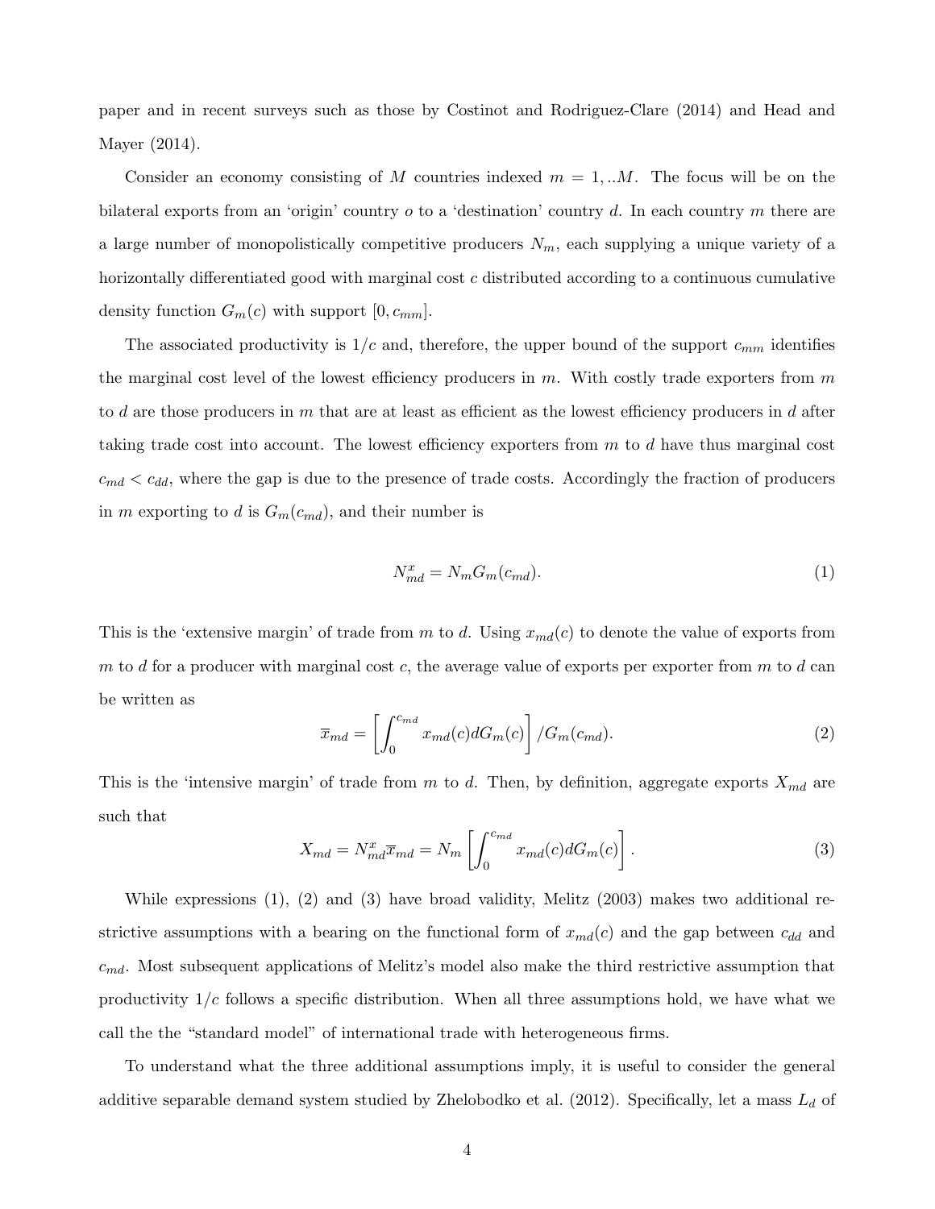paper and in recent surveys such as those by Costinot and Rodriguez-Clare (2014) and Head and Mayer (2014).

Consider an economy consisting of $M$ countries indexed $m = 1, ..M$. The focus will be on the bilateral exports from an 'origin' country $o$ to a 'destination' country $d$. In each country $m$ there are a large number of monopolistically competitive producers $N_m$, each supplying a unique variety of a horizontally differentiated good with marginal cost $c$ distributed according to a continuous cumulative density function $G_m(c)$ with support $[0, c_{mm}]$.

The associated productivity is $1/c$ and, therefore, the upper bound of the support $c_{mm}$ identifies the marginal cost level of the lowest efficiency producers in $m$. With costly trade exporters from $m$ to $d$ are those producers in $m$ that are at least as efficient as the lowest efficiency producers in $d$ after taking trade cost into account. The lowest efficiency exporters from $m$ to $d$ have thus marginal cost $c_{md} < c_{dd}$, where the gap is due to the presence of trade costs. Accordingly the fraction of producers in $m$ exporting to $d$ is $G_m(c_{md})$, and their number is

$$N^x_{md} = N_m G_m(c_{md}). \tag{1}$$

This is the 'extensive margin' of trade from $m$ to $d$. Using $x_{md}(c)$ to denote the value of exports from $m$ to $d$ for a producer with marginal cost $c$, the average value of exports per exporter from $m$ to $d$ can be written as

$$\overline{x}_{md} = \left[ \int_0^{c_{md}} x_{md}(c) dG_m(c) \right] / G_m(c_{md}). \tag{2}$$

This is the 'intensive margin' of trade from $m$ to $d$. Then, by definition, aggregate exports $X_{md}$ are such that

$$X_{md} = N^x_{md} \overline{x}_{md} = N_m \left[ \int_0^{c_{md}} x_{md}(c) dG_m(c) \right]. \tag{3}$$

While expressions (1), (2) and (3) have broad validity, Melitz (2003) makes two additional restrictive assumptions with a bearing on the functional form of $x_{md}(c)$ and the gap between $c_{dd}$ and $c_{md}$. Most subsequent applications of Melitz's model also make the third restrictive assumption that productivity $1/c$ follows a specific distribution. When all three assumptions hold, we have what we call the the "standard model" of international trade with heterogeneous firms.

To understand what the three additional assumptions imply, it is useful to consider the general additive separable demand system studied by Zhelobodko et al. (2012). Specifically, let a mass $L_d$ of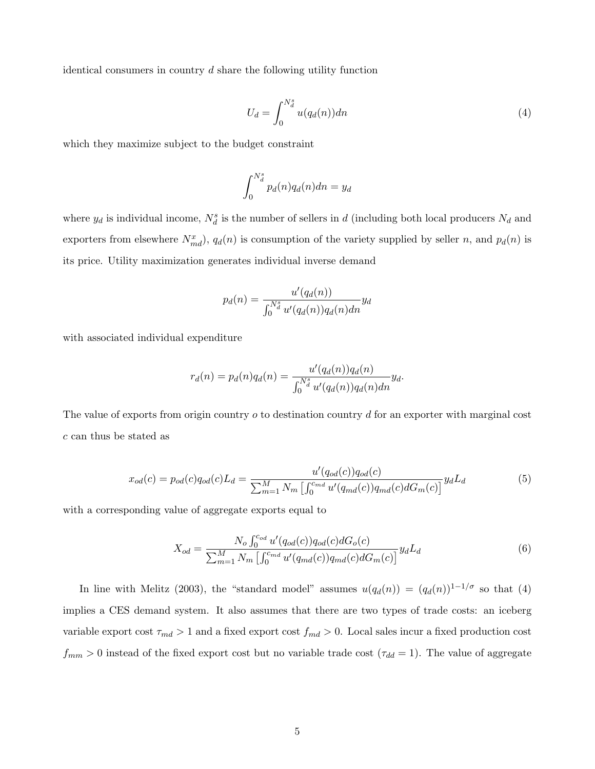identical consumers in country $d$ share the following utility function

$$U_d = \int_0^{N_d^s} u(q_d(n))dn \tag{4}$$

which they maximize subject to the budget constraint

$$\int_0^{N_d^s} p_d(n)q_d(n)dn = y_d$$

where $y_d$ is individual income, $N_d^s$ is the number of sellers in $d$ (including both local producers $N_d$ and exporters from elsewhere $N_{md}^x$), $q_d(n)$ is consumption of the variety supplied by seller $n$, and $p_d(n)$ is its price. Utility maximization generates individual inverse demand

$$p_d(n) = \frac{u'(q_d(n))}{\int_0^{N_d^s} u'(q_d(n))q_d(n)dn} y_d$$

with associated individual expenditure

$$r_d(n) = p_d(n)q_d(n) = \frac{u'(q_d(n))q_d(n)}{\int_0^{N_d^s} u'(q_d(n))q_d(n)dn} y_d.$$

The value of exports from origin country $o$ to destination country $d$ for an exporter with marginal cost $c$ can thus be stated as

$$x_{od}(c) = p_{od}(c)q_{od}(c)L_d = \frac{u'(q_{od}(c))q_{od}(c)}{\sum_{m=1}^{M} N_m \left[\int_0^{c_{md}} u'(q_{md}(c))q_{md}(c)dG_m(c)\right]} y_d L_d \tag{5}$$

with a corresponding value of aggregate exports equal to

$$X_{od} = \frac{N_o \int_0^{c_{od}} u'(q_{od}(c))q_{od}(c)dG_o(c)}{\sum_{m=1}^{M} N_m \left[\int_0^{c_{md}} u'(q_{md}(c))q_{md}(c)dG_m(c)\right]} y_d L_d \tag{6}$$

In line with Melitz (2003), the "standard model" assumes $u(q_d(n)) = (q_d(n))^{1-1/\sigma}$ so that (4) implies a CES demand system. It also assumes that there are two types of trade costs: an iceberg variable export cost $\tau_{md} > 1$ and a fixed export cost $f_{md} > 0$. Local sales incur a fixed production cost $f_{mm} > 0$ instead of the fixed export cost but no variable trade cost ($\tau_{dd} = 1$). The value of aggregate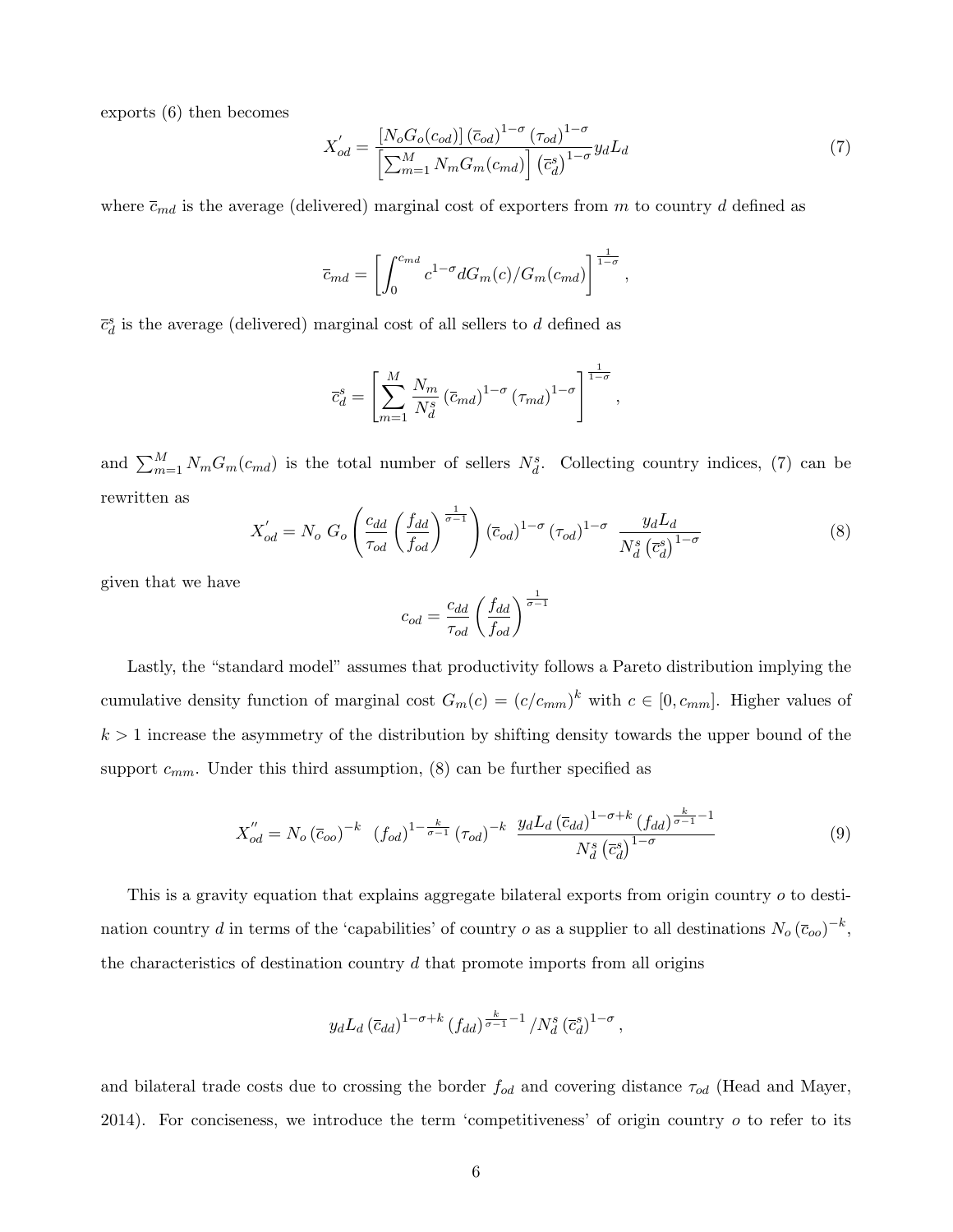exports (6) then becomes

$$X_{od}^{'} = \frac{\left[N_o G_o(c_{od})\right] \left(\overline{c}_{od}\right)^{1-\sigma} \left(\tau_{od}\right)^{1-\sigma}}{\left[\sum_{m=1}^{M} N_m G_m(c_{md})\right] \left(\overline{c}_d^s\right)^{1-\sigma}} y_d L_d \tag{7}$$

where $\overline{c}_{md}$ is the average (delivered) marginal cost of exporters from $m$ to country $d$ defined as

$$\overline{c}_{md} = \left[\int_0^{c_{md}} c^{1-\sigma} dG_m(c)/G_m(c_{md})\right]^{\frac{1}{1-\sigma}},$$

$\overline{c}_d^s$ is the average (delivered) marginal cost of all sellers to $d$ defined as

$$\overline{c}_d^s = \left[\sum_{m=1}^{M} \frac{N_m}{N_d^s} \left(\overline{c}_{md}\right)^{1-\sigma} \left(\tau_{md}\right)^{1-\sigma}\right]^{\frac{1}{1-\sigma}},$$

and $\sum_{m=1}^{M} N_m G_m(c_{md})$ is the total number of sellers $N_d^s$. Collecting country indices, (7) can be rewritten as

$$X_{od}^{'} = N_o \; G_o\left(\frac{c_{dd}}{\tau_{od}} \left(\frac{f_{dd}}{f_{od}}\right)^{\frac{1}{\sigma-1}}\right) \left(\overline{c}_{od}\right)^{1-\sigma} \left(\tau_{od}\right)^{1-\sigma} \; \frac{y_d L_d}{N_d^s \left(\overline{c}_d^s\right)^{1-\sigma}} \tag{8}$$

given that we have

$$c_{od} = \frac{c_{dd}}{\tau_{od}} \left(\frac{f_{dd}}{f_{od}}\right)^{\frac{1}{\sigma-1}}$$

Lastly, the "standard model" assumes that productivity follows a Pareto distribution implying the cumulative density function of marginal cost $G_m(c) = (c/c_{mm})^k$ with $c \in [0, c_{mm}]$. Higher values of $k > 1$ increase the asymmetry of the distribution by shifting density towards the upper bound of the support $c_{mm}$. Under this third assumption, (8) can be further specified as

$$X_{od}^{''} = N_o \left(\overline{c}_{oo}\right)^{-k} \;\; \left(f_{od}\right)^{1-\frac{k}{\sigma-1}} \left(\tau_{od}\right)^{-k} \;\; \frac{y_d L_d \left(\overline{c}_{dd}\right)^{1-\sigma+k} \left(f_{dd}\right)^{\frac{k}{\sigma-1}-1}}{N_d^s \left(\overline{c}_d^s\right)^{1-\sigma}} \tag{9}$$

This is a gravity equation that explains aggregate bilateral exports from origin country $o$ to destination country $d$ in terms of the 'capabilities' of country $o$ as a supplier to all destinations $N_o \left(\overline{c}_{oo}\right)^{-k}$, the characteristics of destination country $d$ that promote imports from all origins

$$y_d L_d \left(\overline{c}_{dd}\right)^{1-\sigma+k} \left(f_{dd}\right)^{\frac{k}{\sigma-1}-1} / N_d^s \left(\overline{c}_d^s\right)^{1-\sigma},$$

and bilateral trade costs due to crossing the border $f_{od}$ and covering distance $\tau_{od}$ (Head and Mayer, 2014). For conciseness, we introduce the term 'competitiveness' of origin country $o$ to refer to its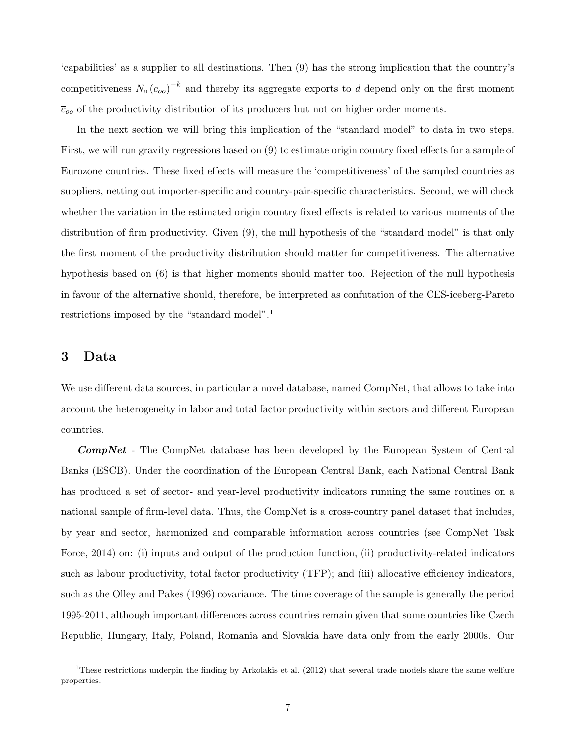'capabilities' as a supplier to all destinations. Then (9) has the strong implication that the country's competitiveness $N_o \left(\bar{c}_{oo}\right)^{-k}$ and thereby its aggregate exports to $d$ depend only on the first moment $\bar{c}_{oo}$ of the productivity distribution of its producers but not on higher order moments.

In the next section we will bring this implication of the "standard model" to data in two steps. First, we will run gravity regressions based on (9) to estimate origin country fixed effects for a sample of Eurozone countries. These fixed effects will measure the 'competitiveness' of the sampled countries as suppliers, netting out importer-specific and country-pair-specific characteristics. Second, we will check whether the variation in the estimated origin country fixed effects is related to various moments of the distribution of firm productivity. Given (9), the null hypothesis of the "standard model" is that only the first moment of the productivity distribution should matter for competitiveness. The alternative hypothesis based on (6) is that higher moments should matter too. Rejection of the null hypothesis in favour of the alternative should, therefore, be interpreted as confutation of the CES-iceberg-Pareto restrictions imposed by the "standard model".[1]

## 3 Data

We use different data sources, in particular a novel database, named CompNet, that allows to take into account the heterogeneity in labor and total factor productivity within sectors and different European countries.

***CompNet*** - The CompNet database has been developed by the European System of Central Banks (ESCB). Under the coordination of the European Central Bank, each National Central Bank has produced a set of sector- and year-level productivity indicators running the same routines on a national sample of firm-level data. Thus, the CompNet is a cross-country panel dataset that includes, by year and sector, harmonized and comparable information across countries (see CompNet Task Force, 2014) on: (i) inputs and output of the production function, (ii) productivity-related indicators such as labour productivity, total factor productivity (TFP); and (iii) allocative efficiency indicators, such as the Olley and Pakes (1996) covariance. The time coverage of the sample is generally the period 1995-2011, although important differences across countries remain given that some countries like Czech Republic, Hungary, Italy, Poland, Romania and Slovakia have data only from the early 2000s. Our

[1] These restrictions underpin the finding by Arkolakis et al. (2012) that several trade models share the same welfare properties.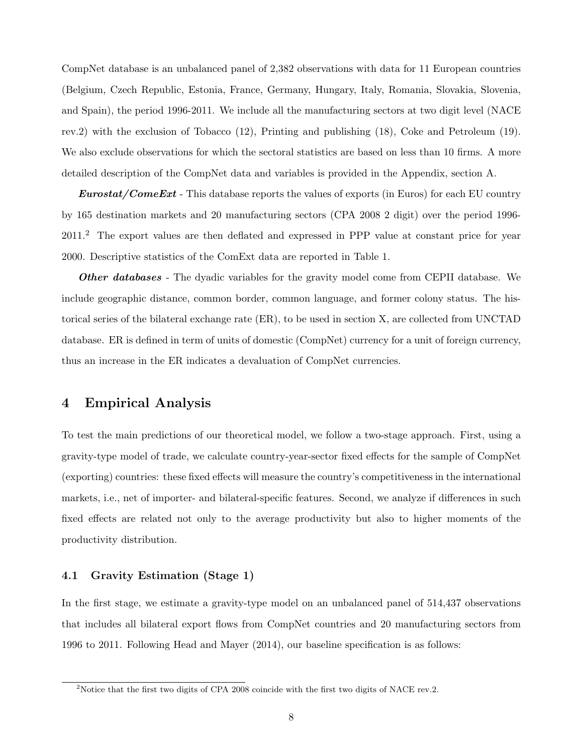CompNet database is an unbalanced panel of 2,382 observations with data for 11 European countries (Belgium, Czech Republic, Estonia, France, Germany, Hungary, Italy, Romania, Slovakia, Slovenia, and Spain), the period 1996-2011. We include all the manufacturing sectors at two digit level (NACE rev.2) with the exclusion of Tobacco (12), Printing and publishing (18), Coke and Petroleum (19). We also exclude observations for which the sectoral statistics are based on less than 10 firms. A more detailed description of the CompNet data and variables is provided in the Appendix, section A.

***Eurostat/ComeExt*** - This database reports the values of exports (in Euros) for each EU country by 165 destination markets and 20 manufacturing sectors (CPA 2008 2 digit) over the period 1996-2011.[2] The export values are then deflated and expressed in PPP value at constant price for year 2000. Descriptive statistics of the ComExt data are reported in Table 1.

***Other databases*** - The dyadic variables for the gravity model come from CEPII database. We include geographic distance, common border, common language, and former colony status. The historical series of the bilateral exchange rate (ER), to be used in section X, are collected from UNCTAD database. ER is defined in term of units of domestic (CompNet) currency for a unit of foreign currency, thus an increase in the ER indicates a devaluation of CompNet currencies.

## 4 Empirical Analysis

To test the main predictions of our theoretical model, we follow a two-stage approach. First, using a gravity-type model of trade, we calculate country-year-sector fixed effects for the sample of CompNet (exporting) countries: these fixed effects will measure the country's competitiveness in the international markets, i.e., net of importer- and bilateral-specific features. Second, we analyze if differences in such fixed effects are related not only to the average productivity but also to higher moments of the productivity distribution.

### 4.1 Gravity Estimation (Stage 1)

In the first stage, we estimate a gravity-type model on an unbalanced panel of 514,437 observations that includes all bilateral export flows from CompNet countries and 20 manufacturing sectors from 1996 to 2011. Following Head and Mayer (2014), our baseline specification is as follows:

[2] Notice that the first two digits of CPA 2008 coincide with the first two digits of NACE rev.2.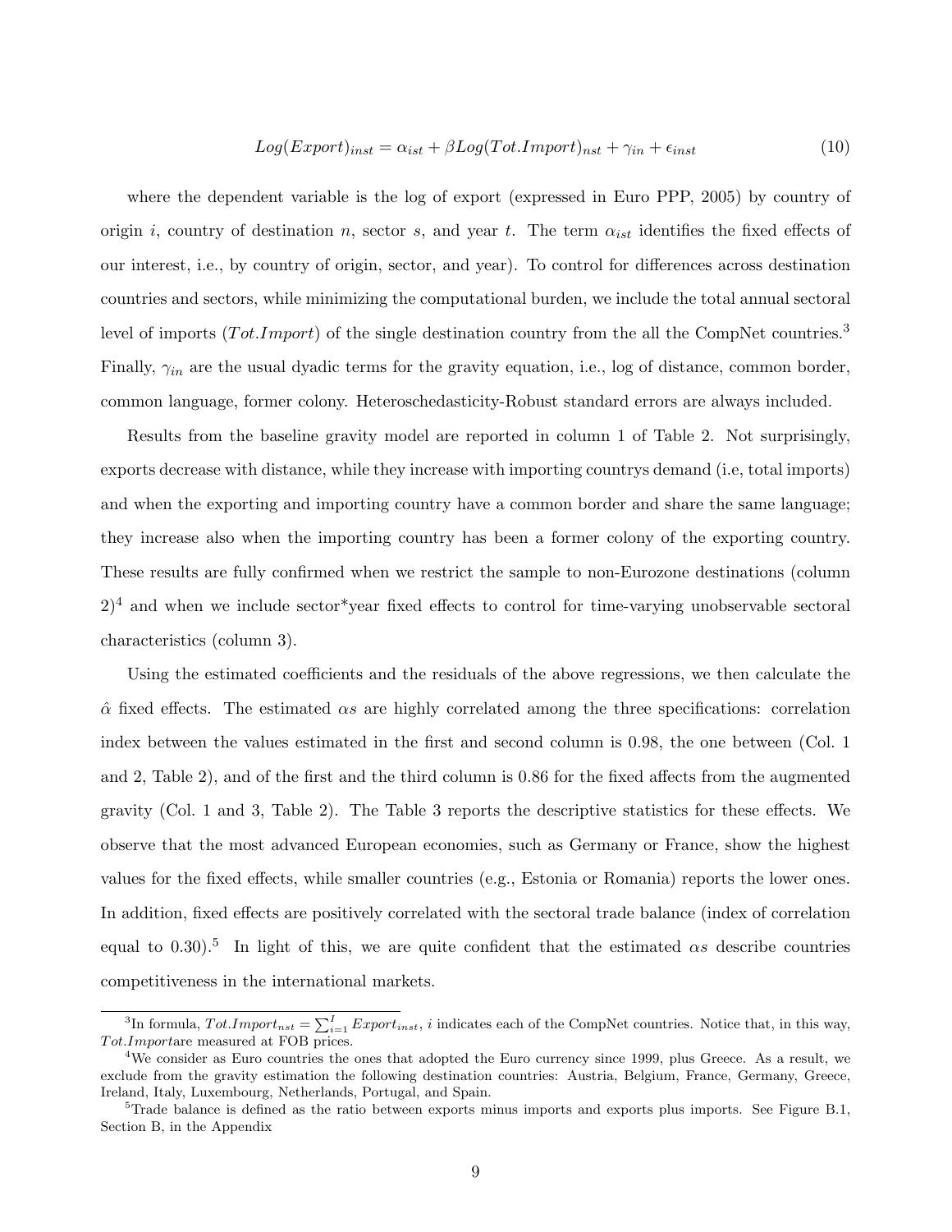$$Log(Export)_{inst} = \alpha_{ist} + \beta Log(Tot.Import)_{nst} + \gamma_{in} + \epsilon_{inst} \tag{10}$$

where the dependent variable is the log of export (expressed in Euro PPP, 2005) by country of origin $i$, country of destination $n$, sector $s$, and year $t$. The term $\alpha_{ist}$ identifies the fixed effects of our interest, i.e., by country of origin, sector, and year). To control for differences across destination countries and sectors, while minimizing the computational burden, we include the total annual sectoral level of imports ($Tot.Import$) of the single destination country from the all the CompNet countries.[3] Finally, $\gamma_{in}$ are the usual dyadic terms for the gravity equation, i.e., log of distance, common border, common language, former colony. Heteroschedasticity-Robust standard errors are always included.

Results from the baseline gravity model are reported in column 1 of Table 2. Not surprisingly, exports decrease with distance, while they increase with importing countrys demand (i.e, total imports) and when the exporting and importing country have a common border and share the same language; they increase also when the importing country has been a former colony of the exporting country. These results are fully confirmed when we restrict the sample to non-Eurozone destinations (column 2)[4] and when we include sector*year fixed effects to control for time-varying unobservable sectoral characteristics (column 3).

Using the estimated coefficients and the residuals of the above regressions, we then calculate the $\hat{\alpha}$ fixed effects. The estimated $\alpha s$ are highly correlated among the three specifications: correlation index between the values estimated in the first and second column is 0.98, the one between (Col. 1 and 2, Table 2), and of the first and the third column is 0.86 for the fixed affects from the augmented gravity (Col. 1 and 3, Table 2). The Table 3 reports the descriptive statistics for these effects. We observe that the most advanced European economies, such as Germany or France, show the highest values for the fixed effects, while smaller countries (e.g., Estonia or Romania) reports the lower ones. In addition, fixed effects are positively correlated with the sectoral trade balance (index of correlation equal to 0.30).[5] In light of this, we are quite confident that the estimated $\alpha s$ describe countries competitiveness in the international markets.

---

[3] In formula, $Tot.Import_{nst} = \sum_{i=1}^{I} Export_{inst}$, $i$ indicates each of the CompNet countries. Notice that, in this way, $Tot.Import$are measured at FOB prices.

[4] We consider as Euro countries the ones that adopted the Euro currency since 1999, plus Greece. As a result, we exclude from the gravity estimation the following destination countries: Austria, Belgium, France, Germany, Greece, Ireland, Italy, Luxembourg, Netherlands, Portugal, and Spain.

[5] Trade balance is defined as the ratio between exports minus imports and exports plus imports. See Figure B.1, Section B, in the Appendix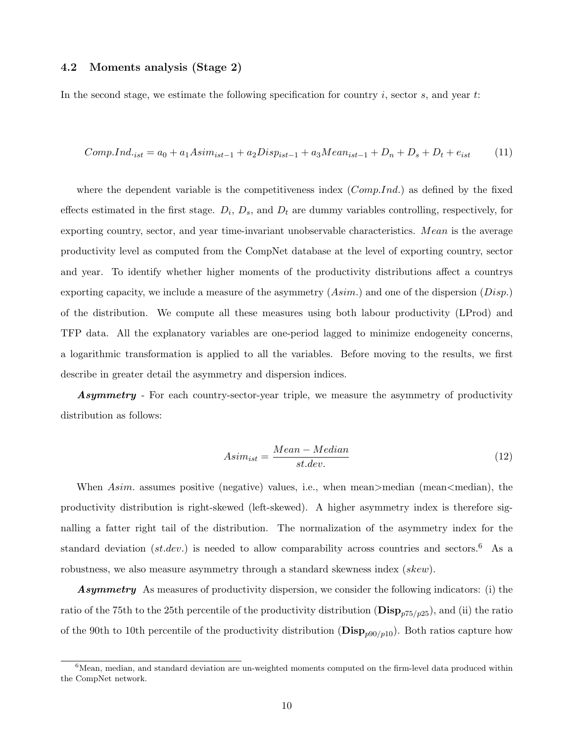### 4.2 Moments analysis (Stage 2)

In the second stage, we estimate the following specification for country $i$, sector $s$, and year $t$:

$$Comp.Ind._{ist} = a_0 + a_1 Asim_{ist-1} + a_2 Disp_{ist-1} + a_3 Mean_{ist-1} + D_n + D_s + D_t + e_{ist} \tag{11}$$

where the dependent variable is the competitiveness index ($Comp.Ind.$) as defined by the fixed effects estimated in the first stage. $D_i$, $D_s$, and $D_t$ are dummy variables controlling, respectively, for exporting country, sector, and year time-invariant unobservable characteristics. $Mean$ is the average productivity level as computed from the CompNet database at the level of exporting country, sector and year. To identify whether higher moments of the productivity distributions affect a countrys exporting capacity, we include a measure of the asymmetry ($Asim.$) and one of the dispersion ($Disp.$) of the distribution. We compute all these measures using both labour productivity (LProd) and TFP data. All the explanatory variables are one-period lagged to minimize endogeneity concerns, a logarithmic transformation is applied to all the variables. Before moving to the results, we first describe in greater detail the asymmetry and dispersion indices.

***Asymmetry*** - For each country-sector-year triple, we measure the asymmetry of productivity distribution as follows:

$$Asim_{ist} = \frac{Mean - Median}{st.dev.} \tag{12}$$

When $Asim.$ assumes positive (negative) values, i.e., when mean>median (mean<median), the productivity distribution is right-skewed (left-skewed). A higher asymmetry index is therefore signalling a fatter right tail of the distribution. The normalization of the asymmetry index for the standard deviation ($st.dev.$) is needed to allow comparability across countries and sectors.[6] As a robustness, we also measure asymmetry through a standard skewness index ($skew$).

***Asymmetry*** As measures of productivity dispersion, we consider the following indicators: (i) the ratio of the 75th to the 25th percentile of the productivity distribution ($\mathbf{Disp}_{p75/p25}$), and (ii) the ratio of the 90th to 10th percentile of the productivity distribution ($\mathbf{Disp}_{p90/p10}$). Both ratios capture how

[6] Mean, median, and standard deviation are un-weighted moments computed on the firm-level data produced within the CompNet network.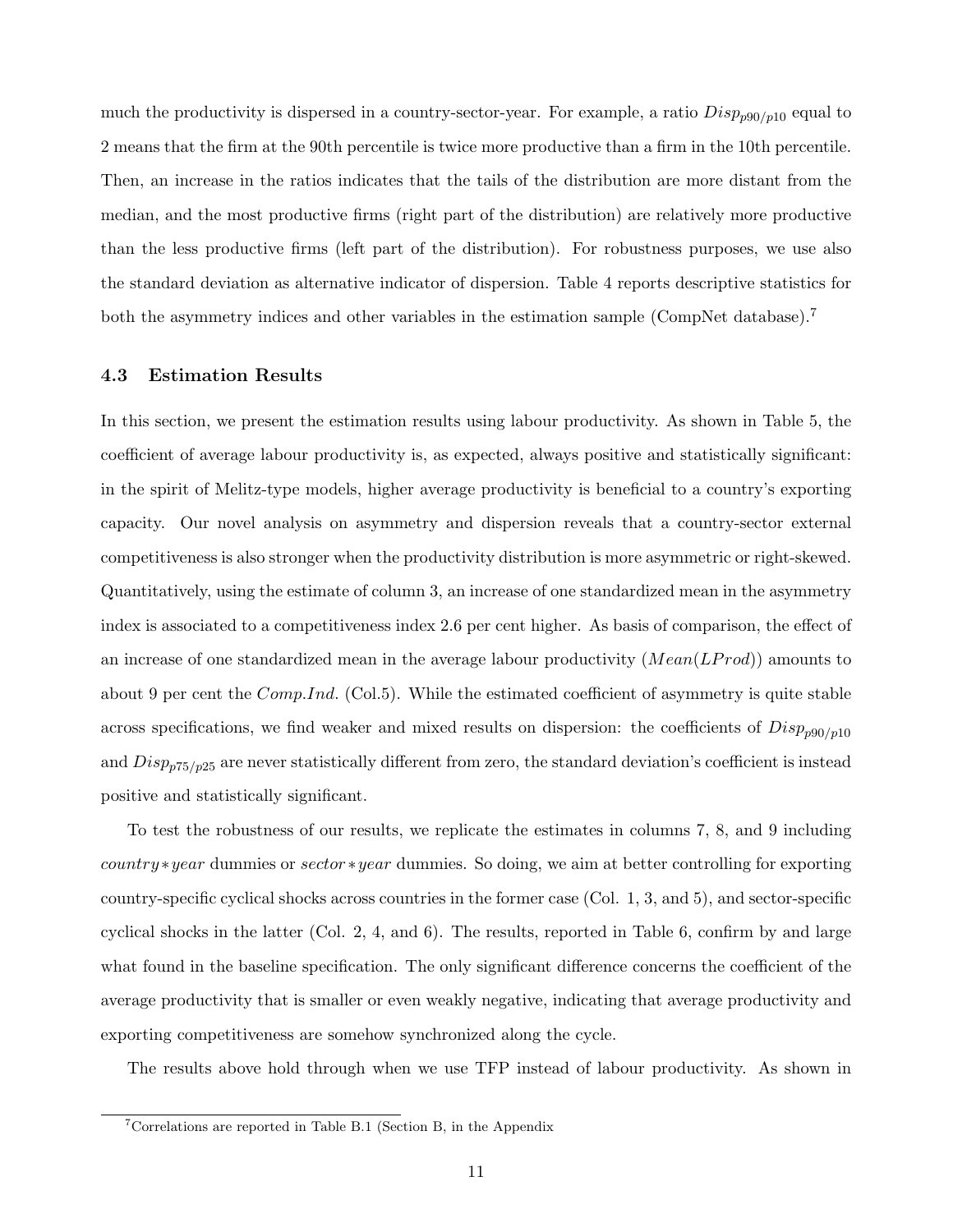much the productivity is dispersed in a country-sector-year. For example, a ratio $Disp_{p90/p10}$ equal to 2 means that the firm at the 90th percentile is twice more productive than a firm in the 10th percentile. Then, an increase in the ratios indicates that the tails of the distribution are more distant from the median, and the most productive firms (right part of the distribution) are relatively more productive than the less productive firms (left part of the distribution). For robustness purposes, we use also the standard deviation as alternative indicator of dispersion. Table 4 reports descriptive statistics for both the asymmetry indices and other variables in the estimation sample (CompNet database).[7]

### 4.3 Estimation Results

In this section, we present the estimation results using labour productivity. As shown in Table 5, the coefficient of average labour productivity is, as expected, always positive and statistically significant: in the spirit of Melitz-type models, higher average productivity is beneficial to a country's exporting capacity. Our novel analysis on asymmetry and dispersion reveals that a country-sector external competitiveness is also stronger when the productivity distribution is more asymmetric or right-skewed. Quantitatively, using the estimate of column 3, an increase of one standardized mean in the asymmetry index is associated to a competitiveness index 2.6 per cent higher. As basis of comparison, the effect of an increase of one standardized mean in the average labour productivity ($Mean(LProd)$) amounts to about 9 per cent the $Comp.Ind.$ (Col.5). While the estimated coefficient of asymmetry is quite stable across specifications, we find weaker and mixed results on dispersion: the coefficients of $Disp_{p90/p10}$ and $Disp_{p75/p25}$ are never statistically different from zero, the standard deviation's coefficient is instead positive and statistically significant.

To test the robustness of our results, we replicate the estimates in columns 7, 8, and 9 including $country*year$ dummies or $sector*year$ dummies. So doing, we aim at better controlling for exporting country-specific cyclical shocks across countries in the former case (Col. 1, 3, and 5), and sector-specific cyclical shocks in the latter (Col. 2, 4, and 6). The results, reported in Table 6, confirm by and large what found in the baseline specification. The only significant difference concerns the coefficient of the average productivity that is smaller or even weakly negative, indicating that average productivity and exporting competitiveness are somehow synchronized along the cycle.

The results above hold through when we use TFP instead of labour productivity. As shown in

[7] Correlations are reported in Table B.1 (Section B, in the Appendix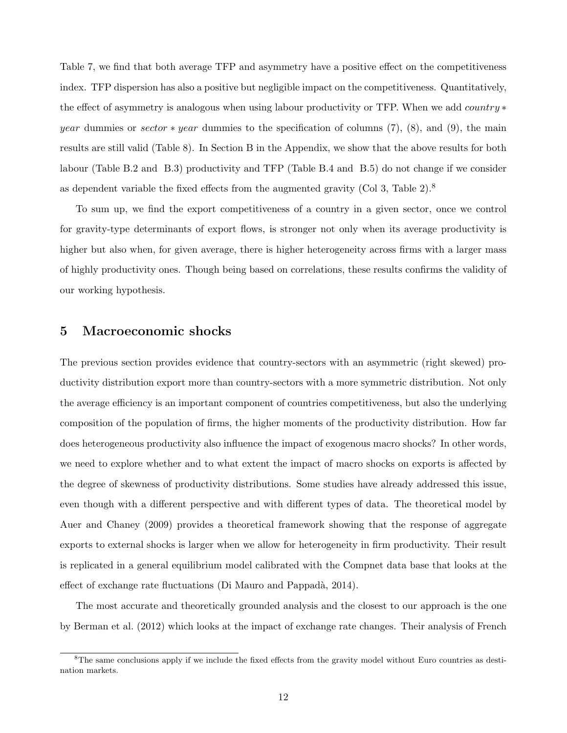Table 7, we find that both average TFP and asymmetry have a positive effect on the competitiveness index. TFP dispersion has also a positive but negligible impact on the competitiveness. Quantitatively, the effect of asymmetry is analogous when using labour productivity or TFP. When we add *country* ∗ *year* dummies or *sector* ∗ *year* dummies to the specification of columns (7), (8), and (9), the main results are still valid (Table 8). In Section B in the Appendix, we show that the above results for both labour (Table B.2 and B.3) productivity and TFP (Table B.4 and B.5) do not change if we consider as dependent variable the fixed effects from the augmented gravity (Col 3, Table 2).[8]

To sum up, we find the export competitiveness of a country in a given sector, once we control for gravity-type determinants of export flows, is stronger not only when its average productivity is higher but also when, for given average, there is higher heterogeneity across firms with a larger mass of highly productivity ones. Though being based on correlations, these results confirms the validity of our working hypothesis.

## 5 Macroeconomic shocks

The previous section provides evidence that country-sectors with an asymmetric (right skewed) productivity distribution export more than country-sectors with a more symmetric distribution. Not only the average efficiency is an important component of countries competitiveness, but also the underlying composition of the population of firms, the higher moments of the productivity distribution. How far does heterogeneous productivity also influence the impact of exogenous macro shocks? In other words, we need to explore whether and to what extent the impact of macro shocks on exports is affected by the degree of skewness of productivity distributions. Some studies have already addressed this issue, even though with a different perspective and with different types of data. The theoretical model by Auer and Chaney (2009) provides a theoretical framework showing that the response of aggregate exports to external shocks is larger when we allow for heterogeneity in firm productivity. Their result is replicated in a general equilibrium model calibrated with the Compnet data base that looks at the effect of exchange rate fluctuations (Di Mauro and Pappadà, 2014).

The most accurate and theoretically grounded analysis and the closest to our approach is the one by Berman et al. (2012) which looks at the impact of exchange rate changes. Their analysis of French

[8]The same conclusions apply if we include the fixed effects from the gravity model without Euro countries as destination markets.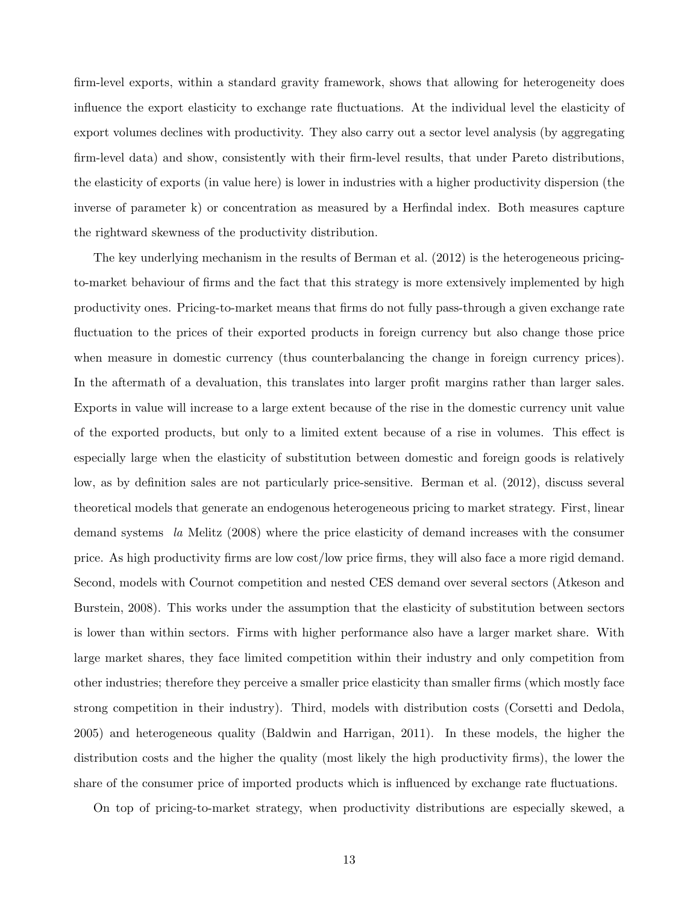firm-level exports, within a standard gravity framework, shows that allowing for heterogeneity does influence the export elasticity to exchange rate fluctuations. At the individual level the elasticity of export volumes declines with productivity. They also carry out a sector level analysis (by aggregating firm-level data) and show, consistently with their firm-level results, that under Pareto distributions, the elasticity of exports (in value here) is lower in industries with a higher productivity dispersion (the inverse of parameter k) or concentration as measured by a Herfindal index. Both measures capture the rightward skewness of the productivity distribution.

The key underlying mechanism in the results of Berman et al. (2012) is the heterogeneous pricing-to-market behaviour of firms and the fact that this strategy is more extensively implemented by high productivity ones. Pricing-to-market means that firms do not fully pass-through a given exchange rate fluctuation to the prices of their exported products in foreign currency but also change those price when measure in domestic currency (thus counterbalancing the change in foreign currency prices). In the aftermath of a devaluation, this translates into larger profit margins rather than larger sales. Exports in value will increase to a large extent because of the rise in the domestic currency unit value of the exported products, but only to a limited extent because of a rise in volumes. This effect is especially large when the elasticity of substitution between domestic and foreign goods is relatively low, as by definition sales are not particularly price-sensitive. Berman et al. (2012), discuss several theoretical models that generate an endogenous heterogeneous pricing to market strategy. First, linear demand systems *la* Melitz (2008) where the price elasticity of demand increases with the consumer price. As high productivity firms are low cost/low price firms, they will also face a more rigid demand. Second, models with Cournot competition and nested CES demand over several sectors (Atkeson and Burstein, 2008). This works under the assumption that the elasticity of substitution between sectors is lower than within sectors. Firms with higher performance also have a larger market share. With large market shares, they face limited competition within their industry and only competition from other industries; therefore they perceive a smaller price elasticity than smaller firms (which mostly face strong competition in their industry). Third, models with distribution costs (Corsetti and Dedola, 2005) and heterogeneous quality (Baldwin and Harrigan, 2011). In these models, the higher the distribution costs and the higher the quality (most likely the high productivity firms), the lower the share of the consumer price of imported products which is influenced by exchange rate fluctuations.

On top of pricing-to-market strategy, when productivity distributions are especially skewed, a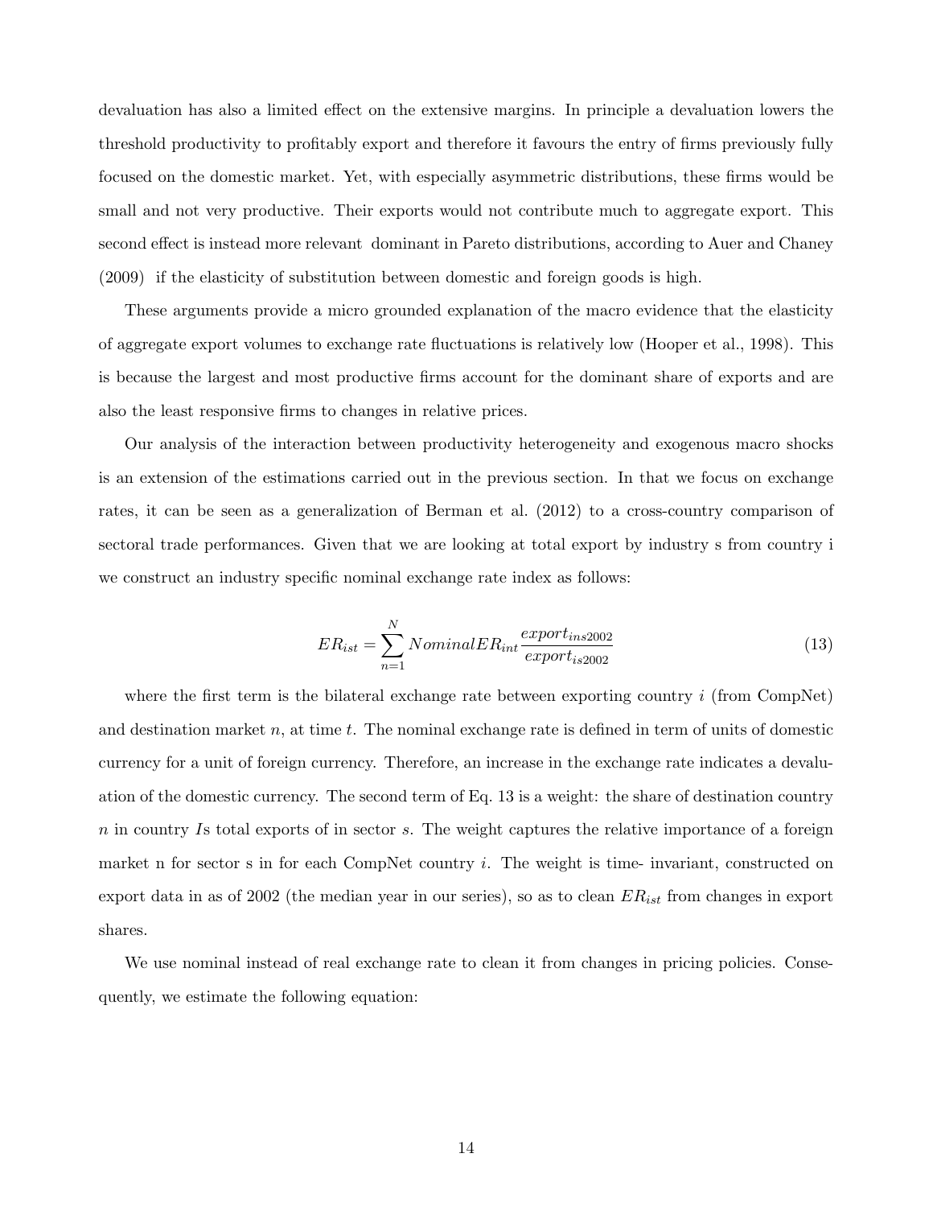devaluation has also a limited effect on the extensive margins. In principle a devaluation lowers the threshold productivity to profitably export and therefore it favours the entry of firms previously fully focused on the domestic market. Yet, with especially asymmetric distributions, these firms would be small and not very productive. Their exports would not contribute much to aggregate export. This second effect is instead more relevant  dominant in Pareto distributions, according to Auer and Chaney (2009)  if the elasticity of substitution between domestic and foreign goods is high.

These arguments provide a micro grounded explanation of the macro evidence that the elasticity of aggregate export volumes to exchange rate fluctuations is relatively low (Hooper et al., 1998). This is because the largest and most productive firms account for the dominant share of exports and are also the least responsive firms to changes in relative prices.

Our analysis of the interaction between productivity heterogeneity and exogenous macro shocks is an extension of the estimations carried out in the previous section. In that we focus on exchange rates, it can be seen as a generalization of Berman et al. (2012) to a cross-country comparison of sectoral trade performances. Given that we are looking at total export by industry s from country i we construct an industry specific nominal exchange rate index as follows:

$$ER_{ist} = \sum_{n=1}^{N} NominalER_{int} \frac{export_{ins2002}}{export_{is2002}} \tag{13}$$

where the first term is the bilateral exchange rate between exporting country $i$ (from CompNet) and destination market $n$, at time $t$. The nominal exchange rate is defined in term of units of domestic currency for a unit of foreign currency. Therefore, an increase in the exchange rate indicates a devaluation of the domestic currency. The second term of Eq. 13 is a weight: the share of destination country $n$ in country $I$s total exports of in sector $s$. The weight captures the relative importance of a foreign market n for sector s in for each CompNet country $i$. The weight is time- invariant, constructed on export data in as of 2002 (the median year in our series), so as to clean $ER_{ist}$ from changes in export shares.

We use nominal instead of real exchange rate to clean it from changes in pricing policies. Consequently, we estimate the following equation: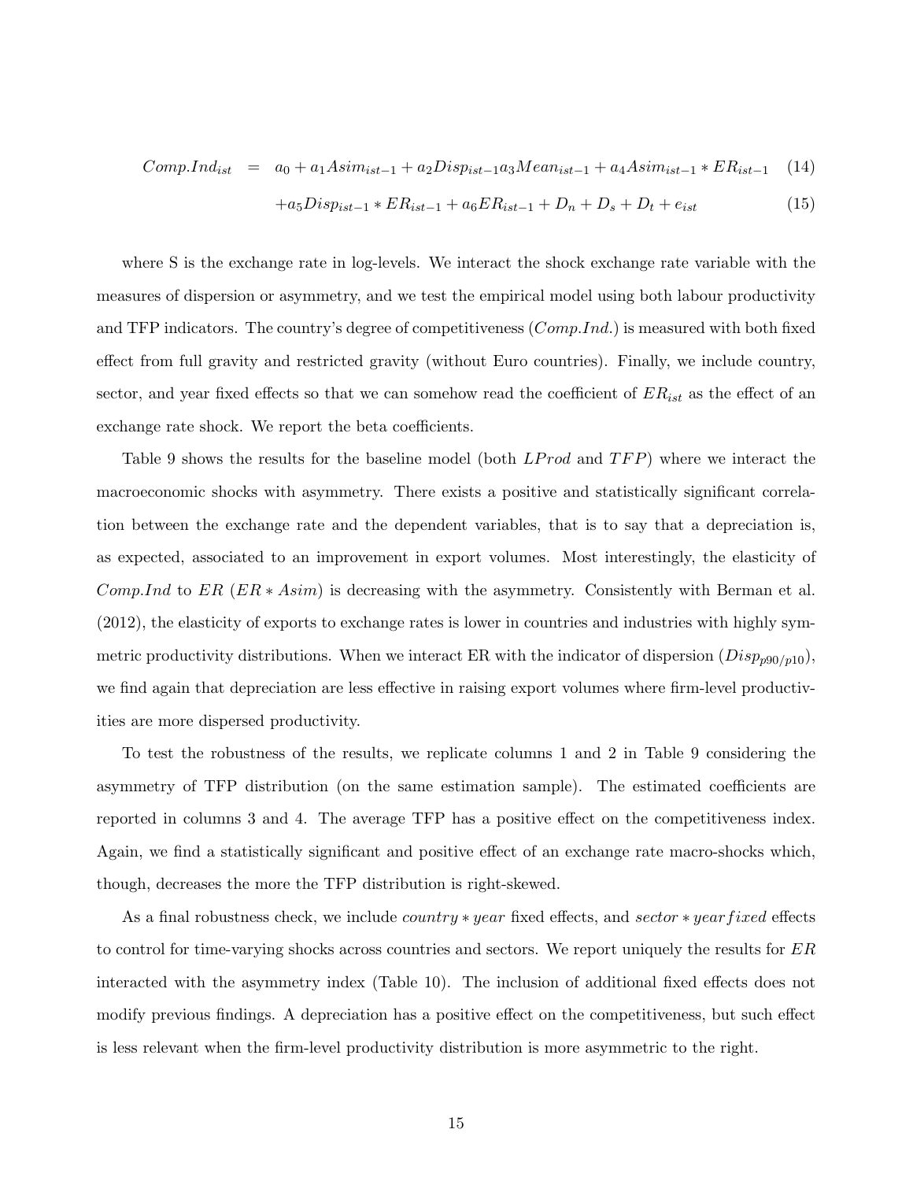$$Comp.Ind_{ist} = a_0 + a_1 Asim_{ist-1} + a_2 Disp_{ist-1} a_3 Mean_{ist-1} + a_4 Asim_{ist-1} * ER_{ist-1} \quad (14)$$

$$+ a_5 Disp_{ist-1} * ER_{ist-1} + a_6 ER_{ist-1} + D_n + D_s + D_t + e_{ist} \quad (15)$$

where S is the exchange rate in log-levels. We interact the shock exchange rate variable with the measures of dispersion or asymmetry, and we test the empirical model using both labour productivity and TFP indicators. The country's degree of competitiveness ($Comp.Ind.$) is measured with both fixed effect from full gravity and restricted gravity (without Euro countries). Finally, we include country, sector, and year fixed effects so that we can somehow read the coefficient of $ER_{ist}$ as the effect of an exchange rate shock. We report the beta coefficients.

Table 9 shows the results for the baseline model (both $LProd$ and $TFP$) where we interact the macroeconomic shocks with asymmetry. There exists a positive and statistically significant correlation between the exchange rate and the dependent variables, that is to say that a depreciation is, as expected, associated to an improvement in export volumes. Most interestingly, the elasticity of $Comp.Ind$ to $ER$ ($ER * Asim$) is decreasing with the asymmetry. Consistently with Berman et al. (2012), the elasticity of exports to exchange rates is lower in countries and industries with highly symmetric productivity distributions. When we interact ER with the indicator of dispersion ($Disp_{p90/p10}$), we find again that depreciation are less effective in raising export volumes where firm-level productivities are more dispersed productivity.

To test the robustness of the results, we replicate columns 1 and 2 in Table 9 considering the asymmetry of TFP distribution (on the same estimation sample). The estimated coefficients are reported in columns 3 and 4. The average TFP has a positive effect on the competitiveness index. Again, we find a statistically significant and positive effect of an exchange rate macro-shocks which, though, decreases the more the TFP distribution is right-skewed.

As a final robustness check, we include $country * year$ fixed effects, and $sector * year fixed$ effects to control for time-varying shocks across countries and sectors. We report uniquely the results for $ER$ interacted with the asymmetry index (Table 10). The inclusion of additional fixed effects does not modify previous findings. A depreciation has a positive effect on the competitiveness, but such effect is less relevant when the firm-level productivity distribution is more asymmetric to the right.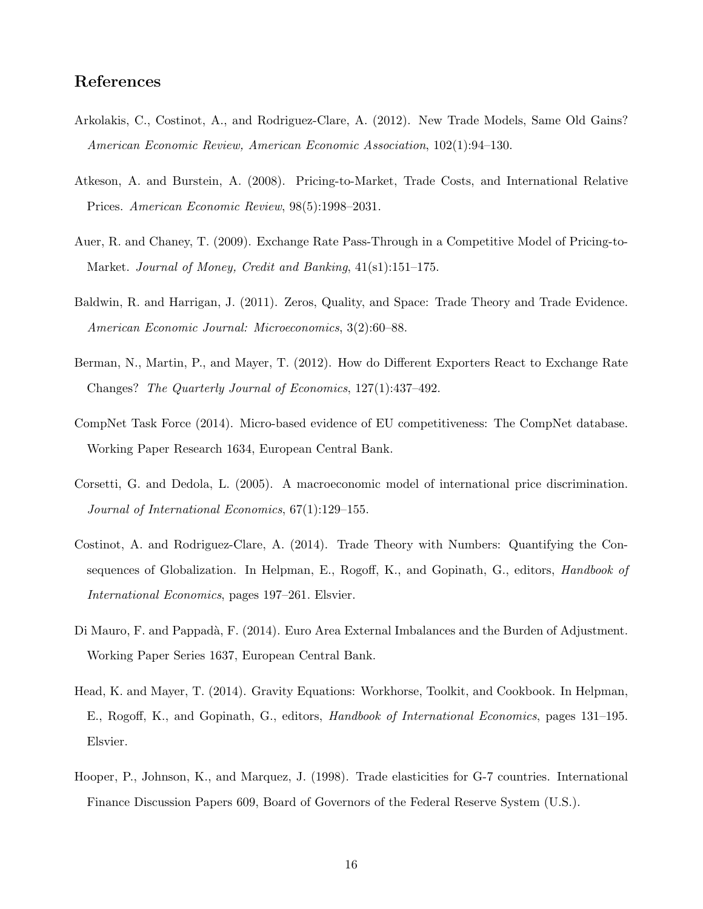## References

Arkolakis, C., Costinot, A., and Rodriguez-Clare, A. (2012). New Trade Models, Same Old Gains? *American Economic Review, American Economic Association*, 102(1):94–130.

Atkeson, A. and Burstein, A. (2008). Pricing-to-Market, Trade Costs, and International Relative Prices. *American Economic Review*, 98(5):1998–2031.

Auer, R. and Chaney, T. (2009). Exchange Rate Pass-Through in a Competitive Model of Pricing-to-Market. *Journal of Money, Credit and Banking*, 41(s1):151–175.

Baldwin, R. and Harrigan, J. (2011). Zeros, Quality, and Space: Trade Theory and Trade Evidence. *American Economic Journal: Microeconomics*, 3(2):60–88.

Berman, N., Martin, P., and Mayer, T. (2012). How do Different Exporters React to Exchange Rate Changes? *The Quarterly Journal of Economics*, 127(1):437–492.

CompNet Task Force (2014). Micro-based evidence of EU competitiveness: The CompNet database. Working Paper Research 1634, European Central Bank.

Corsetti, G. and Dedola, L. (2005). A macroeconomic model of international price discrimination. *Journal of International Economics*, 67(1):129–155.

Costinot, A. and Rodriguez-Clare, A. (2014). Trade Theory with Numbers: Quantifying the Consequences of Globalization. In Helpman, E., Rogoff, K., and Gopinath, G., editors, *Handbook of International Economics*, pages 197–261. Elsvier.

Di Mauro, F. and Pappadà, F. (2014). Euro Area External Imbalances and the Burden of Adjustment. Working Paper Series 1637, European Central Bank.

Head, K. and Mayer, T. (2014). Gravity Equations: Workhorse, Toolkit, and Cookbook. In Helpman, E., Rogoff, K., and Gopinath, G., editors, *Handbook of International Economics*, pages 131–195. Elsvier.

Hooper, P., Johnson, K., and Marquez, J. (1998). Trade elasticities for G-7 countries. International Finance Discussion Papers 609, Board of Governors of the Federal Reserve System (U.S.).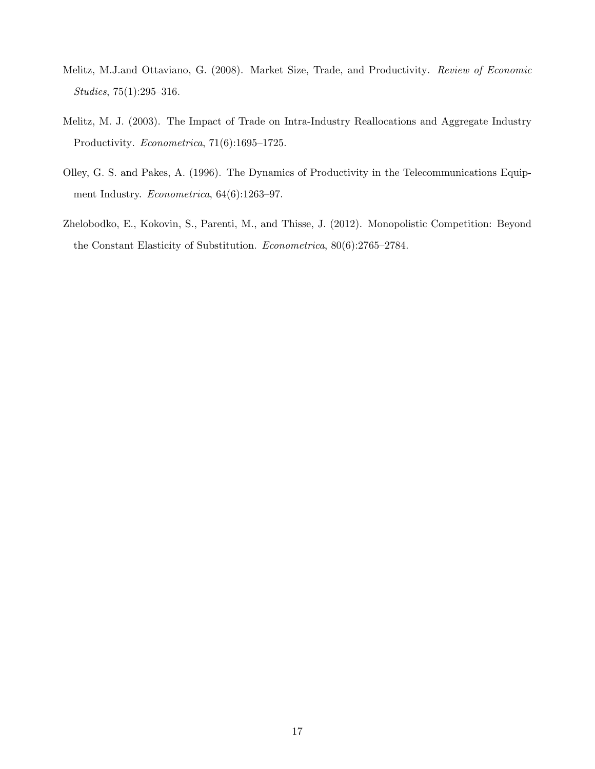Melitz, M.J.and Ottaviano, G. (2008). Market Size, Trade, and Productivity. *Review of Economic Studies*, 75(1):295–316.

Melitz, M. J. (2003). The Impact of Trade on Intra-Industry Reallocations and Aggregate Industry Productivity. *Econometrica*, 71(6):1695–1725.

Olley, G. S. and Pakes, A. (1996). The Dynamics of Productivity in the Telecommunications Equipment Industry. *Econometrica*, 64(6):1263–97.

Zhelobodko, E., Kokovin, S., Parenti, M., and Thisse, J. (2012). Monopolistic Competition: Beyond the Constant Elasticity of Substitution. *Econometrica*, 80(6):2765–2784.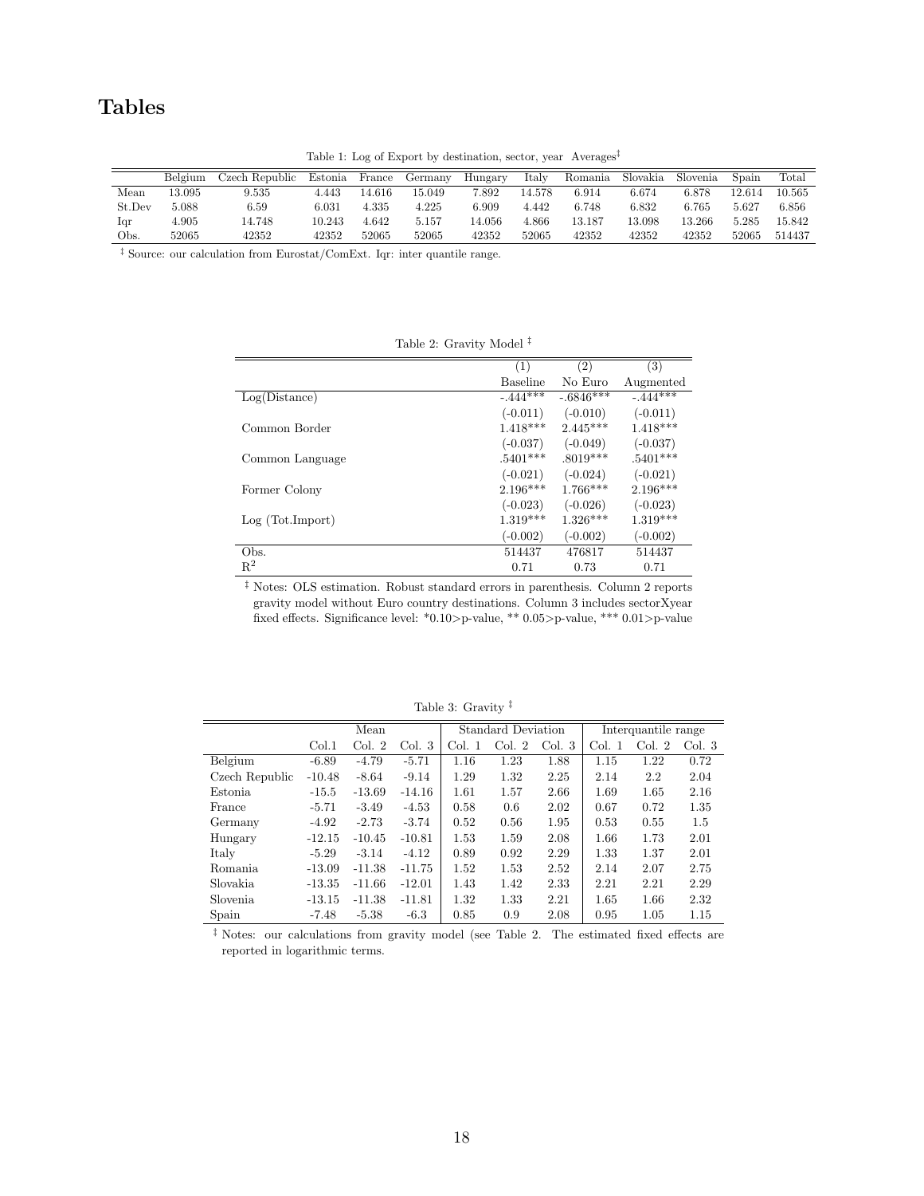# Tables

Table 1: Log of Export by destination, sector, year Averages[‡]

| | Belgium | Czech Republic | Estonia | France | Germany | Hungary | Italy | Romania | Slovakia | Slovenia | Spain | Total |
|---|---|---|---|---|---|---|---|---|---|---|---|---|
| Mean | 13.095 | 9.535 | 4.443 | 14.616 | 15.049 | 7.892 | 14.578 | 6.914 | 6.674 | 6.878 | 12.614 | 10.565 |
| St.Dev | 5.088 | 6.59 | 6.031 | 4.335 | 4.225 | 6.909 | 4.442 | 6.748 | 6.832 | 6.765 | 5.627 | 6.856 |
| Iqr | 4.905 | 14.748 | 10.243 | 4.642 | 5.157 | 14.056 | 4.866 | 13.187 | 13.098 | 13.266 | 5.285 | 15.842 |
| Obs. | 52065 | 42352 | 42352 | 52065 | 52065 | 42352 | 52065 | 42352 | 42352 | 42352 | 52065 | 514437 |

[‡] Source: our calculation from Eurostat/ComExt. Iqr: inter quantile range.

Table 2: Gravity Model [‡]

| | (1) | (2) | (3) |
|---|---|---|---|
| | Baseline | No Euro | Augmented |
| Log(Distance) | -.444*** | -.6846*** | -.444*** |
| | (-0.011) | (-0.010) | (-0.011) |
| Common Border | 1.418*** | 2.445*** | 1.418*** |
| | (-0.037) | (-0.049) | (-0.037) |
| Common Language | .5401*** | .8019*** | .5401*** |
| | (-0.021) | (-0.024) | (-0.021) |
| Former Colony | 2.196*** | 1.766*** | 2.196*** |
| | (-0.023) | (-0.026) | (-0.023) |
| Log (Tot.Import) | 1.319*** | 1.326*** | 1.319*** |
| | (-0.002) | (-0.002) | (-0.002) |
| Obs. | 514437 | 476817 | 514437 |
| $R^2$ | 0.71 | 0.73 | 0.71 |

[‡] Notes: OLS estimation. Robust standard errors in parenthesis. Column 2 reports gravity model without Euro country destinations. Column 3 includes sectorXyear fixed effects. Significance level: *0.10>p-value, ** 0.05>p-value, *** 0.01>p-value

Table 3: Gravity [‡]

| | Mean | | | Standard Deviation | | | Interquantile range | | |
|---|---|---|---|---|---|---|---|---|---|
| | Col.1 | Col. 2 | Col. 3 | Col. 1 | Col. 2 | Col. 3 | Col. 1 | Col. 2 | Col. 3 |
| Belgium | -6.89 | -4.79 | -5.71 | 1.16 | 1.23 | 1.88 | 1.15 | 1.22 | 0.72 |
| Czech Republic | -10.48 | -8.64 | -9.14 | 1.29 | 1.32 | 2.25 | 2.14 | 2.2 | 2.04 |
| Estonia | -15.5 | -13.69 | -14.16 | 1.61 | 1.57 | 2.66 | 1.69 | 1.65 | 2.16 |
| France | -5.71 | -3.49 | -4.53 | 0.58 | 0.6 | 2.02 | 0.67 | 0.72 | 1.35 |
| Germany | -4.92 | -2.73 | -3.74 | 0.52 | 0.56 | 1.95 | 0.53 | 0.55 | 1.5 |
| Hungary | -12.15 | -10.45 | -10.81 | 1.53 | 1.59 | 2.08 | 1.66 | 1.73 | 2.01 |
| Italy | -5.29 | -3.14 | -4.12 | 0.89 | 0.92 | 2.29 | 1.33 | 1.37 | 2.01 |
| Romania | -13.09 | -11.38 | -11.75 | 1.52 | 1.53 | 2.52 | 2.14 | 2.07 | 2.75 |
| Slovakia | -13.35 | -11.66 | -12.01 | 1.43 | 1.42 | 2.33 | 2.21 | 2.21 | 2.29 |
| Slovenia | -13.15 | -11.38 | -11.81 | 1.32 | 1.33 | 2.21 | 1.65 | 1.66 | 2.32 |
| Spain | -7.48 | -5.38 | -6.3 | 0.85 | 0.9 | 2.08 | 0.95 | 1.05 | 1.15 |

[‡] Notes: our calculations from gravity model (see Table 2. The estimated fixed effects are reported in logarithmic terms.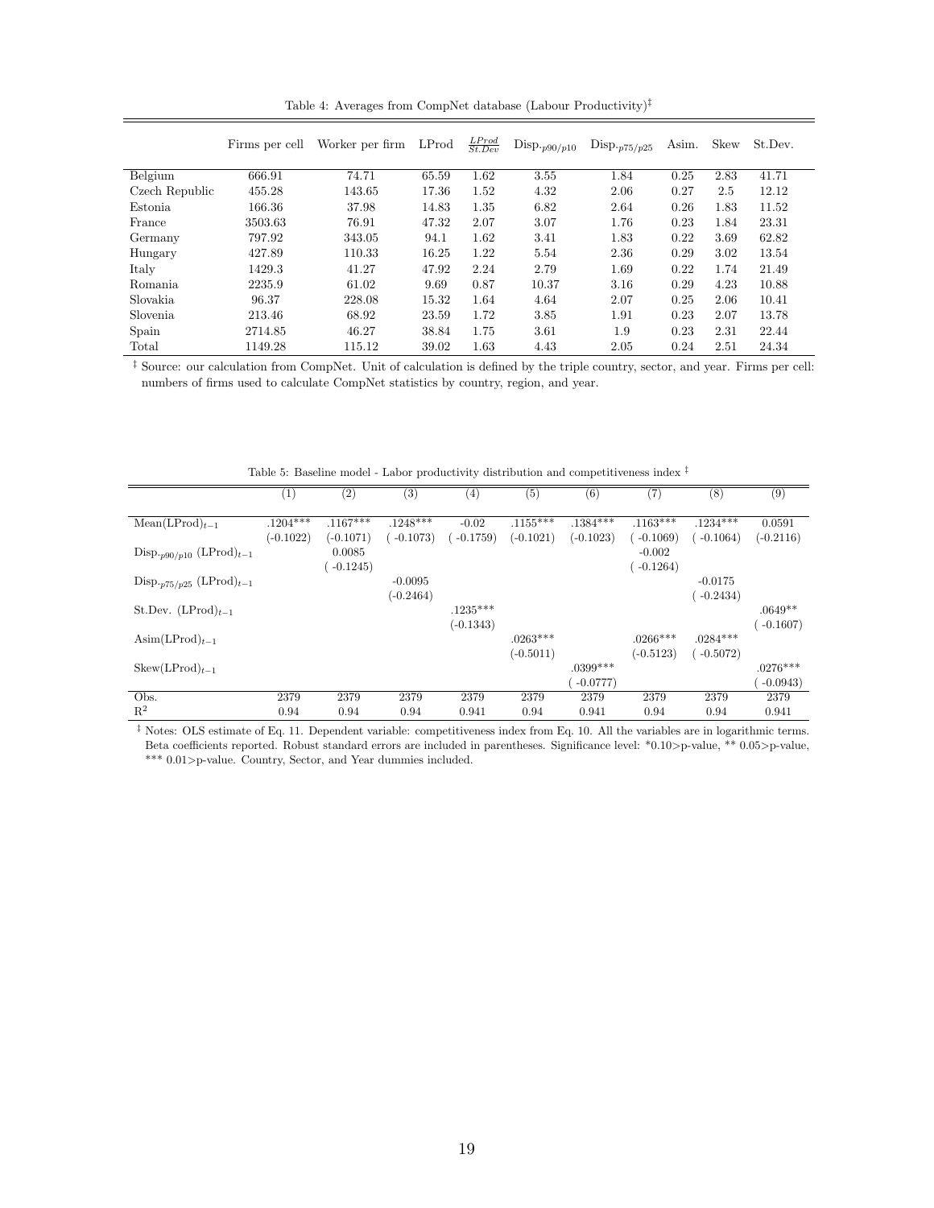Table 4: Averages from CompNet database (Labour Productivity)‡

| | Firms per cell | Worker per firm | LProd | $\frac{LProd}{St.Dev}$ | $\text{Disp.}_{p90/p10}$ | $\text{Disp.}_{p75/p25}$ | Asim. | Skew | St.Dev. |
|---|---|---|---|---|---|---|---|---|---|
| Belgium | 666.91 | 74.71 | 65.59 | 1.62 | 3.55 | 1.84 | 0.25 | 2.83 | 41.71 |
| Czech Republic | 455.28 | 143.65 | 17.36 | 1.52 | 4.32 | 2.06 | 0.27 | 2.5 | 12.12 |
| Estonia | 166.36 | 37.98 | 14.83 | 1.35 | 6.82 | 2.64 | 0.26 | 1.83 | 11.52 |
| France | 3503.63 | 76.91 | 47.32 | 2.07 | 3.07 | 1.76 | 0.23 | 1.84 | 23.31 |
| Germany | 797.92 | 343.05 | 94.1 | 1.62 | 3.41 | 1.83 | 0.22 | 3.69 | 62.82 |
| Hungary | 427.89 | 110.33 | 16.25 | 1.22 | 5.54 | 2.36 | 0.29 | 3.02 | 13.54 |
| Italy | 1429.3 | 41.27 | 47.92 | 2.24 | 2.79 | 1.69 | 0.22 | 1.74 | 21.49 |
| Romania | 2235.9 | 61.02 | 9.69 | 0.87 | 10.37 | 3.16 | 0.29 | 4.23 | 10.88 |
| Slovakia | 96.37 | 228.08 | 15.32 | 1.64 | 4.64 | 2.07 | 0.25 | 2.06 | 10.41 |
| Slovenia | 213.46 | 68.92 | 23.59 | 1.72 | 3.85 | 1.91 | 0.23 | 2.07 | 13.78 |
| Spain | 2714.85 | 46.27 | 38.84 | 1.75 | 3.61 | 1.9 | 0.23 | 2.31 | 22.44 |
| Total | 1149.28 | 115.12 | 39.02 | 1.63 | 4.43 | 2.05 | 0.24 | 2.51 | 24.34 |

‡ Source: our calculation from CompNet. Unit of calculation is defined by the triple country, sector, and year. Firms per cell: numbers of firms used to calculate CompNet statistics by country, region, and year.

Table 5: Baseline model - Labor productivity distribution and competitiveness index ‡

| | (1) | (2) | (3) | (4) | (5) | (6) | (7) | (8) | (9) |
|---|---|---|---|---|---|---|---|---|---|
| $\text{Mean(LProd)}_{t-1}$ | .1204*** | .1167*** | .1248*** | -0.02 | .1155*** | .1384*** | .1163*** | .1234*** | 0.0591 |
| | (-0.1022) | (-0.1071) | ( -0.1073) | ( -0.1759) | (-0.1021) | (-0.1023) | ( -0.1069) | ( -0.1064) | (-0.2116) |
| $\text{Disp.}_{p90/p10}\ \text{(LProd)}_{t-1}$ | | 0.0085 | | | | | -0.002 | | |
| | | ( -0.1245) | | | | | ( -0.1264) | | |
| $\text{Disp.}_{p75/p25}\ \text{(LProd)}_{t-1}$ | | | -0.0095 | | | | | -0.0175 | |
| | | | (-0.2464) | | | | | ( -0.2434) | |
| $\text{St.Dev. (LProd)}_{t-1}$ | | | | .1235*** | | | | | .0649** |
| | | | | (-0.1343) | | | | | ( -0.1607) |
| $\text{Asim(LProd)}_{t-1}$ | | | | | .0263*** | | .0266*** | .0284*** | |
| | | | | | (-0.5011) | | (-0.5123) | ( -0.5072) | |
| $\text{Skew(LProd)}_{t-1}$ | | | | | | .0399*** | | | .0276*** |
| | | | | | | ( -0.0777) | | | ( -0.0943) |
| Obs. | 2379 | 2379 | 2379 | 2379 | 2379 | 2379 | 2379 | 2379 | 2379 |
| $R^2$ | 0.94 | 0.94 | 0.94 | 0.941 | 0.94 | 0.941 | 0.94 | 0.94 | 0.941 |

‡ Notes: OLS estimate of Eq. 11. Dependent variable: competitiveness index from Eq. 10. All the variables are in logarithmic terms. Beta coefficients reported. Robust standard errors are included in parentheses. Significance level: *0.10>p-value, ** 0.05>p-value, *** 0.01>p-value. Country, Sector, and Year dummies included.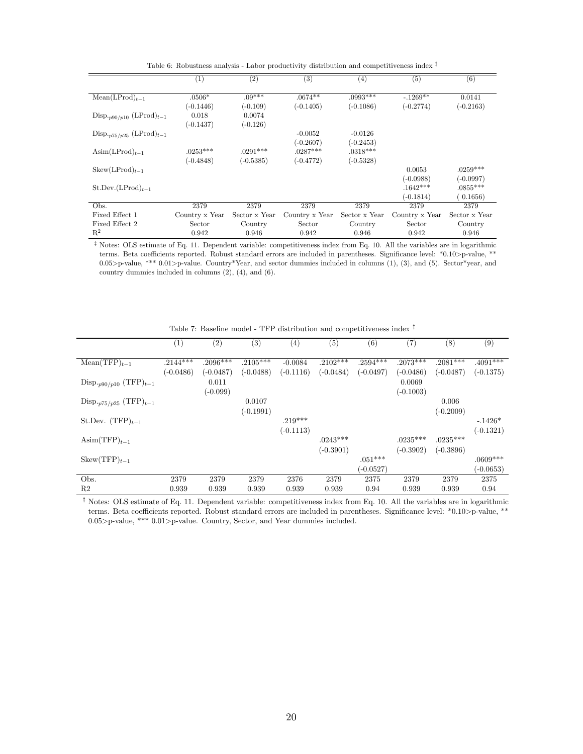Table 6: Robustness analysis - Labor productivity distribution and competitiveness index ‡

| | (1) | (2) | (3) | (4) | (5) | (6) |
|---|---|---|---|---|---|---|
| $\text{Mean(LProd)}_{t-1}$ | .0506* | .09*** | .0674** | .0993*** | -.1269** | 0.0141 |
| | (-0.1446) | (-0.109) | (-0.1405) | (-0.1086) | (-0.2774) | (-0.2163) |
| $\text{Disp.}_{p90/p10}\ (\text{LProd})_{t-1}$ | 0.018 | 0.0074 | | | | |
| | (-0.1437) | (-0.126) | | | | |
| $\text{Disp.}_{p75/p25}\ (\text{LProd})_{t-1}$ | | | -0.0052 | -0.0126 | | |
| | | | (-0.2607) | (-0.2453) | | |
| $\text{Asim(LProd)}_{t-1}$ | .0253*** | .0291*** | .0287*** | .0318*** | | |
| | (-0.4848) | (-0.5385) | (-0.4772) | (-0.5328) | | |
| $\text{Skew(LProd)}_{t-1}$ | | | | | 0.0053 | .0259*** |
| | | | | | (-0.0988) | (-0.0997) |
| $\text{St.Dev.(LProd)}_{t-1}$ | | | | | .1642*** | .0855*** |
| | | | | | (-0.1814) | ( 0.1656) |
| Obs. | 2379 | 2379 | 2379 | 2379 | 2379 | 2379 |
| Fixed Effect 1 | Country x Year | Sector x Year | Country x Year | Sector x Year | Country x Year | Sector x Year |
| Fixed Effect 2 | Sector | Country | Sector | Country | Sector | Country |
| $R^2$ | 0.942 | 0.946 | 0.942 | 0.946 | 0.942 | 0.946 |

‡ Notes: OLS estimate of Eq. 11. Dependent variable: competitiveness index from Eq. 10. All the variables are in logarithmic terms. Beta coefficients reported. Robust standard errors are included in parentheses. Significance level: *0.10>p-value, ** 0.05>p-value, *** 0.01>p-value. Country*Year, and sector dummies included in columns (1), (3), and (5). Sector*year, and country dummies included in columns (2), (4), and (6).

Table 7: Baseline model - TFP distribution and competitiveness index ‡

| | (1) | (2) | (3) | (4) | (5) | (6) | (7) | (8) | (9) |
|---|---|---|---|---|---|---|---|---|---|
| $\text{Mean(TFP)}_{t-1}$ | .2144*** | .2096*** | .2105*** | -0.0084 | .2102*** | .2594*** | .2073*** | .2081*** | .4091*** |
| | (-0.0486) | (-0.0487) | (-0.0488) | (-0.1116) | (-0.0484) | (-0.0497) | (-0.0486) | (-0.0487) | (-0.1375) |
| $\text{Disp.}_{p90/p10}\ (\text{TFP})_{t-1}$ | | 0.011 | | | | | 0.0069 | | |
| | | (-0.099) | | | | | (-0.1003) | | |
| $\text{Disp.}_{p75/p25}\ (\text{TFP})_{t-1}$ | | | 0.0107 | | | | | 0.006 | |
| | | | (-0.1991) | | | | | (-0.2009) | |
| $\text{St.Dev.}\ (\text{TFP})_{t-1}$ | | | | .219*** | | | | | -.1426* |
| | | | | (-0.1113) | | | | | (-0.1321) |
| $\text{Asim(TFP)}_{t-1}$ | | | | | .0243*** | | .0235*** | .0235*** | |
| | | | | | (-0.3901) | | (-0.3902) | (-0.3896) | |
| $\text{Skew(TFP)}_{t-1}$ | | | | | | .051*** | | | .0609*** |
| | | | | | | (-0.0527) | | | (-0.0653) |
| Obs. | 2379 | 2379 | 2379 | 2376 | 2379 | 2375 | 2379 | 2379 | 2375 |
| R2 | 0.939 | 0.939 | 0.939 | 0.939 | 0.939 | 0.94 | 0.939 | 0.939 | 0.94 |

‡ Notes: OLS estimate of Eq. 11. Dependent variable: competitiveness index from Eq. 10. All the variables are in logarithmic terms. Beta coefficients reported. Robust standard errors are included in parentheses. Significance level: *0.10>p-value, ** 0.05>p-value, *** 0.01>p-value. Country, Sector, and Year dummies included.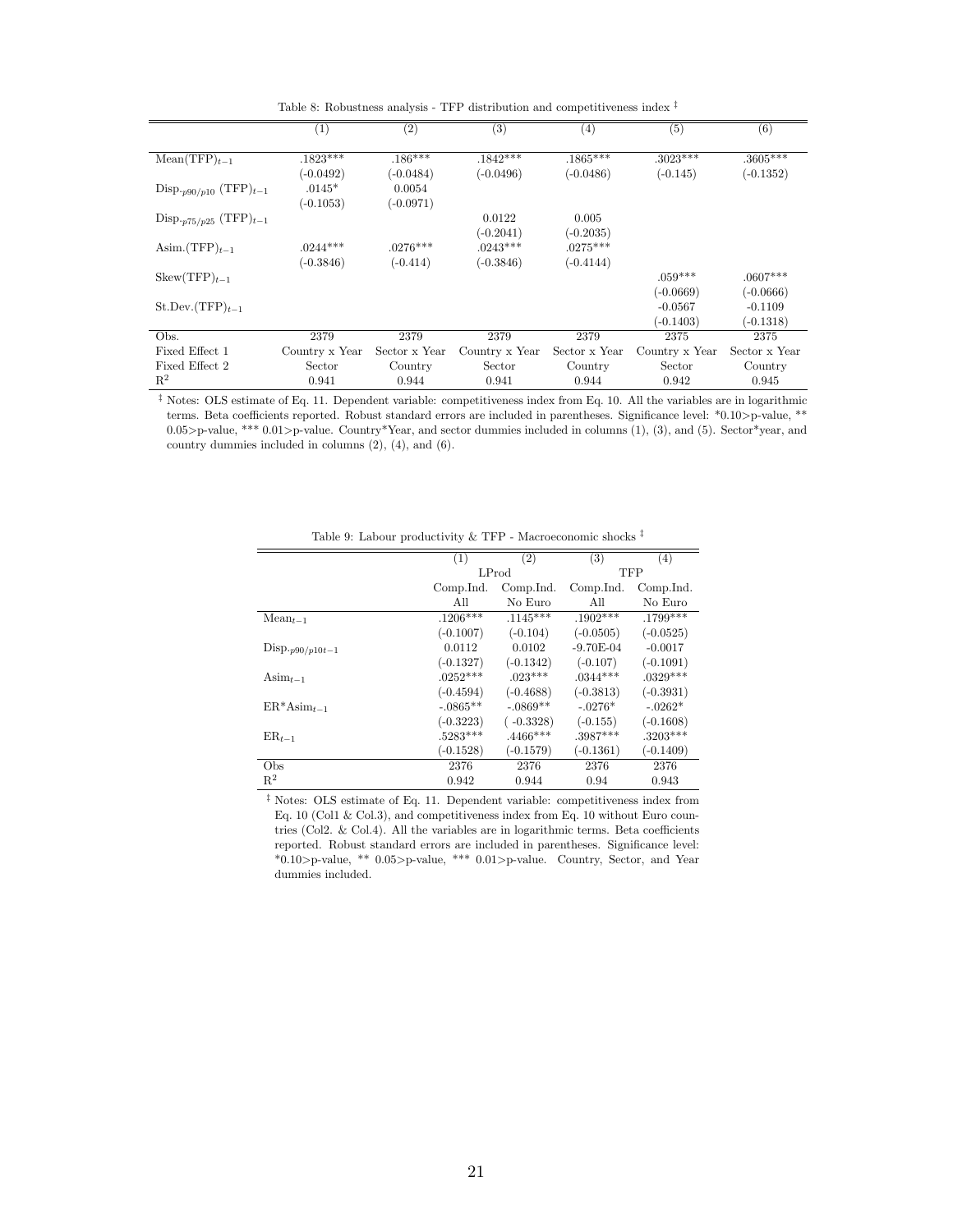Table 8: Robustness analysis - TFP distribution and competitiveness index ‡

| | (1) | (2) | (3) | (4) | (5) | (6) |
|---|---|---|---|---|---|---|
| $\text{Mean}(\text{TFP})_{t-1}$ | .1823*** | .186*** | .1842*** | .1865*** | .3023*** | .3605*** |
| | (-0.0492) | (-0.0484) | (-0.0496) | (-0.0486) | (-0.145) | (-0.1352) |
| $\text{Disp.}_{p90/p10}\ (\text{TFP})_{t-1}$ | .0145* | 0.0054 | | | | |
| | (-0.1053) | (-0.0971) | | | | |
| $\text{Disp.}_{p75/p25}\ (\text{TFP})_{t-1}$ | | | 0.0122 | 0.005 | | |
| | | | (-0.2041) | (-0.2035) | | |
| $\text{Asim.}(\text{TFP})_{t-1}$ | .0244*** | .0276*** | .0243*** | .0275*** | | |
| | (-0.3846) | (-0.414) | (-0.3846) | (-0.4144) | | |
| $\text{Skew}(\text{TFP})_{t-1}$ | | | | | .059*** | .0607*** |
| | | | | | (-0.0669) | (-0.0666) |
| $\text{St.Dev.}(\text{TFP})_{t-1}$ | | | | | -0.0567 | -0.1109 |
| | | | | | (-0.1403) | (-0.1318) |
| Obs. | 2379 | 2379 | 2379 | 2379 | 2375 | 2375 |
| Fixed Effect 1 | Country x Year | Sector x Year | Country x Year | Sector x Year | Country x Year | Sector x Year |
| Fixed Effect 2 | Sector | Country | Sector | Country | Sector | Country |
| $R^2$ | 0.941 | 0.944 | 0.941 | 0.944 | 0.942 | 0.945 |

‡ Notes: OLS estimate of Eq. 11. Dependent variable: competitiveness index from Eq. 10. All the variables are in logarithmic terms. Beta coefficients reported. Robust standard errors are included in parentheses. Significance level: *0.10>p-value, ** 0.05>p-value, *** 0.01>p-value. Country*Year, and sector dummies included in columns (1), (3), and (5). Sector*year, and country dummies included in columns (2), (4), and (6).

Table 9: Labour productivity & TFP - Macroeconomic shocks ‡

| | (1) | (2) | (3) | (4) |
|---|---|---|---|---|
| | LProd | | TFP | |
| | Comp.Ind. | Comp.Ind. | Comp.Ind. | Comp.Ind. |
| | All | No Euro | All | No Euro |
| $\text{Mean}_{t-1}$ | .1206*** | .1145*** | .1902*** | .1799*** |
| | (-0.1007) | (-0.104) | (-0.0505) | (-0.0525) |
| $\text{Disp.}_{p90/p10\,t-1}$ | 0.0112 | 0.0102 | -9.70E-04 | -0.0017 |
| | (-0.1327) | (-0.1342) | (-0.107) | (-0.1091) |
| $\text{Asim}_{t-1}$ | .0252*** | .023*** | .0344*** | .0329*** |
| | (-0.4594) | (-0.4688) | (-0.3813) | (-0.3931) |
| $\text{ER*Asim}_{t-1}$ | -.0865** | -.0869** | -.0276* | -.0262* |
| | (-0.3223) | ( -0.3328) | (-0.155) | (-0.1608) |
| $\text{ER}_{t-1}$ | .5283*** | .4466*** | .3987*** | .3203*** |
| | (-0.1528) | (-0.1579) | (-0.1361) | (-0.1409) |
| Obs | 2376 | 2376 | 2376 | 2376 |
| $R^2$ | 0.942 | 0.944 | 0.94 | 0.943 |

‡ Notes: OLS estimate of Eq. 11. Dependent variable: competitiveness index from Eq. 10 (Col1 & Col.3), and competitiveness index from Eq. 10 without Euro countries (Col2. & Col.4). All the variables are in logarithmic terms. Beta coefficients reported. Robust standard errors are included in parentheses. Significance level: *0.10>p-value, ** 0.05>p-value, *** 0.01>p-value. Country, Sector, and Year dummies included.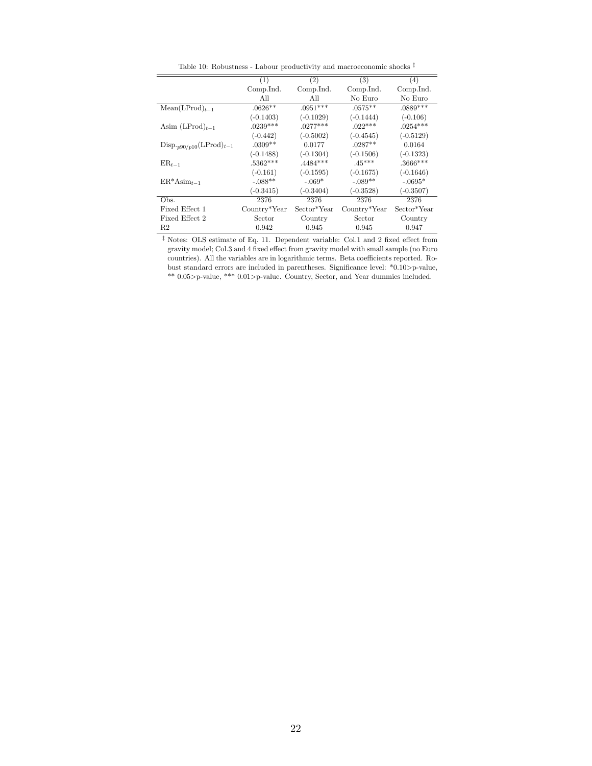Table 10: Robustness - Labour productivity and macroeconomic shocks [‡]

| | (1) | (2) | (3) | (4) |
|---|---|---|---|---|
| | Comp.Ind. | Comp.Ind. | Comp.Ind. | Comp.Ind. |
| | All | All | No Euro | No Euro |
| $\text{Mean}(\text{LProd})_{t-1}$ | .0626** | .0951*** | .0575** | .0889*** |
| | (-0.1403) | (-0.1029) | (-0.1444) | (-0.106) |
| $\text{Asim}\ (\text{LProd})_{t-1}$ | .0239*** | .0277*** | .022*** | .0254*** |
| | (-0.442) | (-0.5002) | (-0.4545) | (-0.5129) |
| $\text{Disp.}_{p90/p10}(\text{LProd})_{t-1}$ | .0309** | 0.0177 | .0287** | 0.0164 |
| | (-0.1488) | (-0.1304) | (-0.1506) | (-0.1323) |
| $\text{ER}_{t-1}$ | .5362*** | .4484*** | .45*** | .3666*** |
| | (-0.161) | (-0.1595) | (-0.1675) | (-0.1646) |
| $\text{ER*Asim}_{t-1}$ | -.088** | -.069* | -.089** | -.0695* |
| | (-0.3415) | (-0.3404) | (-0.3528) | (-0.3507) |
| Obs. | 2376 | 2376 | 2376 | 2376 |
| Fixed Effect 1 | Country*Year | Sector*Year | Country*Year | Sector*Year |
| Fixed Effect 2 | Sector | Country | Sector | Country |
| R2 | 0.942 | 0.945 | 0.945 | 0.947 |

[‡] Notes: OLS estimate of Eq. 11. Dependent variable: Col.1 and 2 fixed effect from gravity model; Col.3 and 4 fixed effect from gravity model with small sample (no Euro countries). All the variables are in logarithmic terms. Beta coefficients reported. Robust standard errors are included in parentheses. Significance level: *0.10>p-value, ** 0.05>p-value, *** 0.01>p-value. Country, Sector, and Year dummies included.